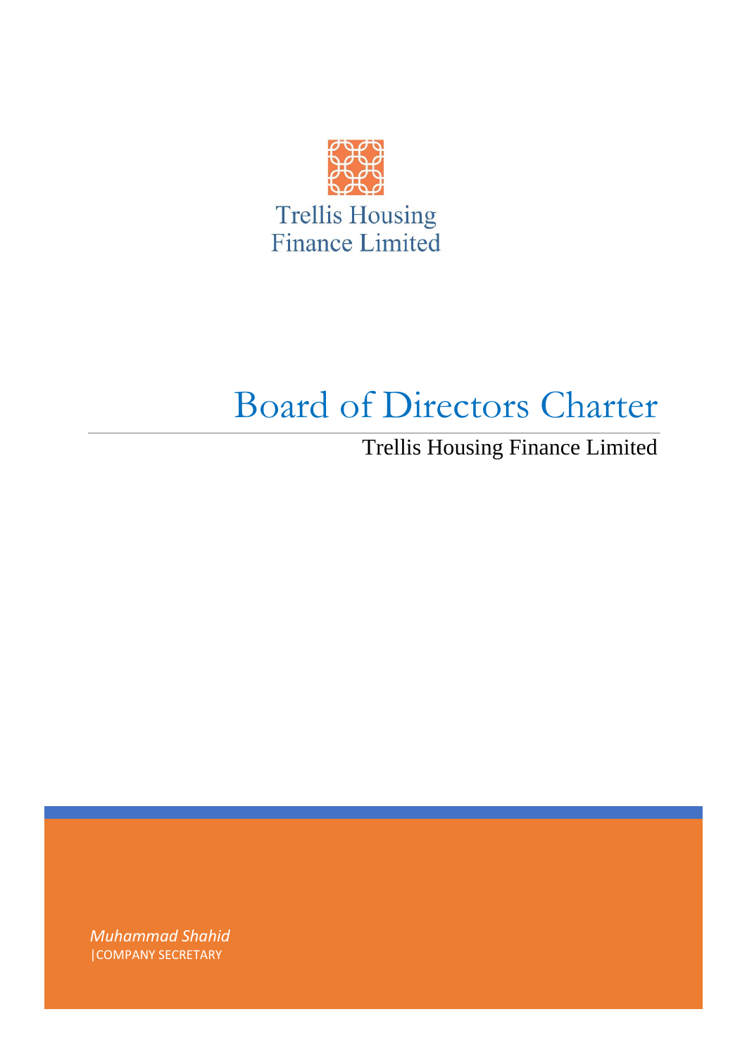Trellis Housing
Finance Limited

# Board of Directors Charter

Trellis Housing Finance Limited

*Muhammad Shahid*
|COMPANY SECRETARY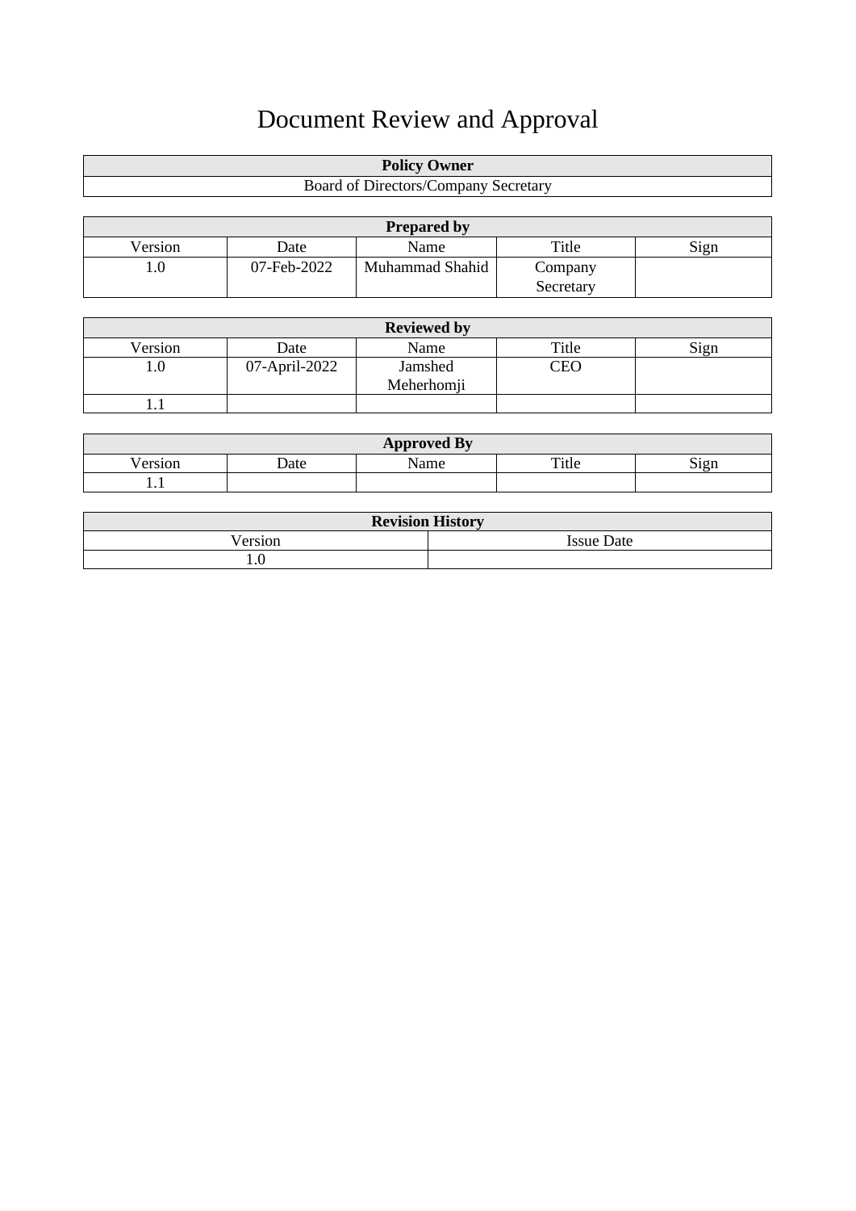# Document Review and Approval

| Policy Owner |
|---|
| Board of Directors/Company Secretary |

| Prepared by | | | | |
|---|---|---|---|---|
| Version | Date | Name | Title | Sign |
| 1.0 | 07-Feb-2022 | Muhammad Shahid | Company Secretary | |

| Reviewed by | | | | |
|---|---|---|---|---|
| Version | Date | Name | Title | Sign |
| 1.0 | 07-April-2022 | Jamshed Meherhomji | CEO | |
| 1.1 | | | | |

| Approved By | | | | |
|---|---|---|---|---|
| Version | Date | Name | Title | Sign |
| 1.1 | | | | |

| Revision History | |
|---|---|
| Version | Issue Date |
| 1.0 | |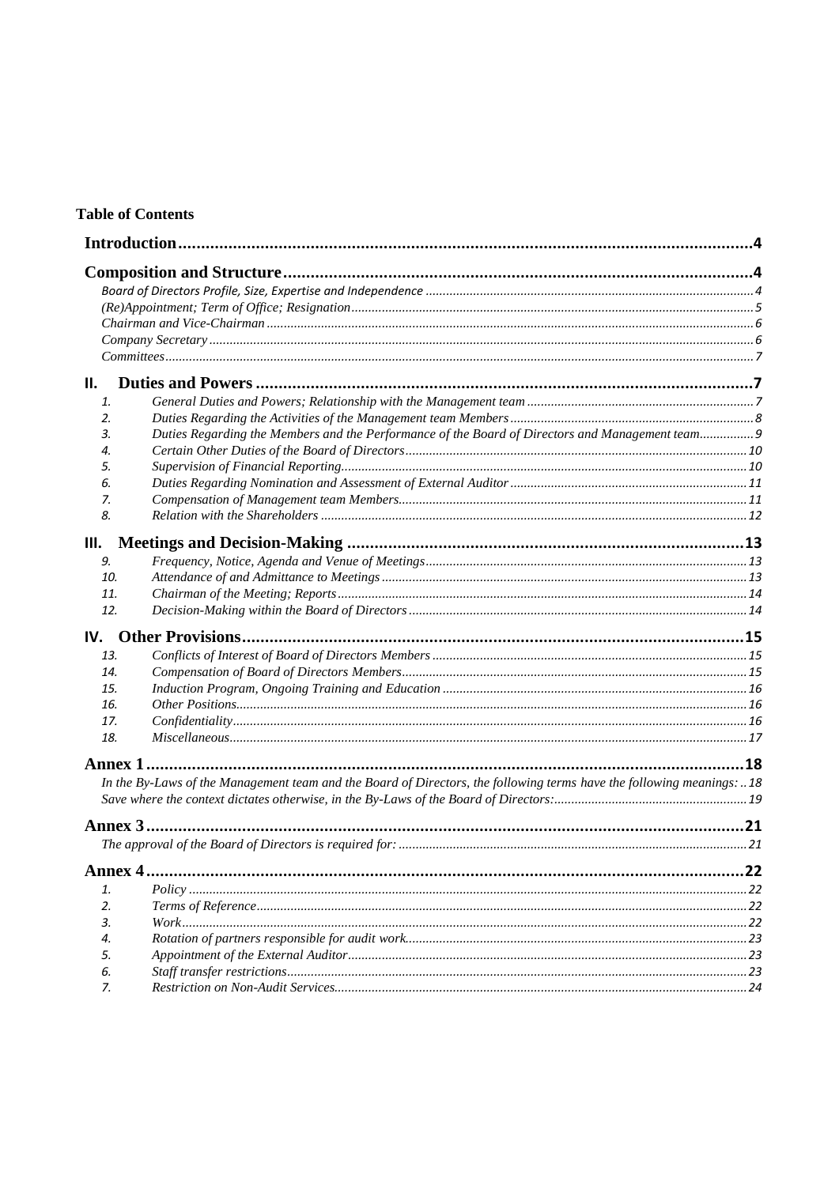**Table of Contents**

**Introduction** ........................................................ 4

**Composition and Structure** ........................................................ 4

*Board of Directors Profile, Size, Expertise and Independence* ........................................................ 4
*(Re)Appointment; Term of Office; Resignation* ........................................................ 5
*Chairman and Vice-Chairman* ........................................................ 6
*Company Secretary* ........................................................ 6
*Committees* ........................................................ 7

**II. Duties and Powers** ........................................................ 7

1. *General Duties and Powers; Relationship with the Management team* ........................................................ 7
2. *Duties Regarding the Activities of the Management team Members* ........................................................ 8
3. *Duties Regarding the Members and the Performance of the Board of Directors and Management team* ........................................................ 9
4. *Certain Other Duties of the Board of Directors* ........................................................ 10
5. *Supervision of Financial Reporting* ........................................................ 10
6. *Duties Regarding Nomination and Assessment of External Auditor* ........................................................ 11
7. *Compensation of Management team Members* ........................................................ 11
8. *Relation with the Shareholders* ........................................................ 12

**III. Meetings and Decision-Making** ........................................................ 13

9. *Frequency, Notice, Agenda and Venue of Meetings* ........................................................ 13
10. *Attendance of and Admittance to Meetings* ........................................................ 13
11. *Chairman of the Meeting; Reports* ........................................................ 14
12. *Decision-Making within the Board of Directors* ........................................................ 14

**IV. Other Provisions** ........................................................ 15

13. *Conflicts of Interest of Board of Directors Members* ........................................................ 15
14. *Compensation of Board of Directors Members* ........................................................ 15
15. *Induction Program, Ongoing Training and Education* ........................................................ 16
16. *Other Positions* ........................................................ 16
17. *Confidentiality* ........................................................ 16
18. *Miscellaneous* ........................................................ 17

**Annex 1** ........................................................ 18

*In the By-Laws of the Management team and the Board of Directors, the following terms have the following meanings:* .. 18
*Save where the context dictates otherwise, in the By-Laws of the Board of Directors:* ........................................................ 19

**Annex 3** ........................................................ 21

*The approval of the Board of Directors is required for:* ........................................................ 21

**Annex 4** ........................................................ 22

1. *Policy* ........................................................ 22
2. *Terms of Reference* ........................................................ 22
3. *Work* ........................................................ 22
4. *Rotation of partners responsible for audit work* ........................................................ 23
5. *Appointment of the External Auditor* ........................................................ 23
6. *Staff transfer restrictions* ........................................................ 23
7. *Restriction on Non-Audit Services* ........................................................ 24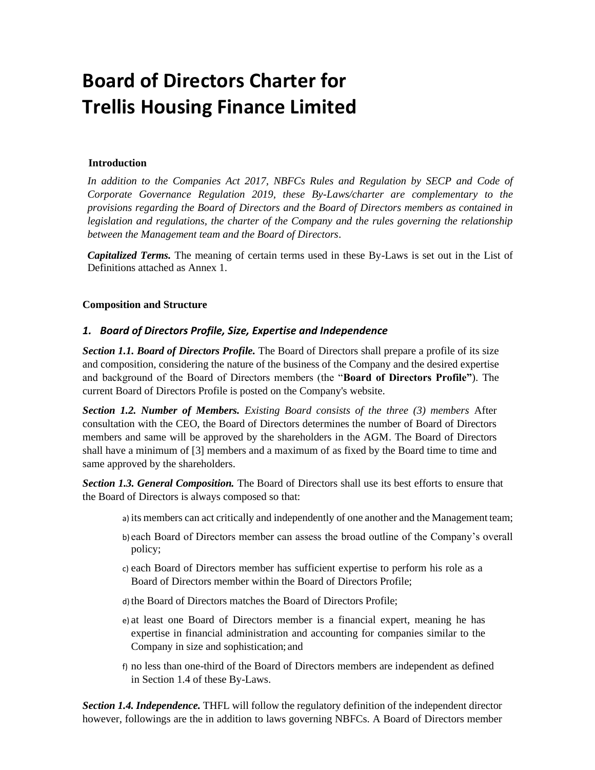# Board of Directors Charter for Trellis Housing Finance Limited

**Introduction**

*In addition to the Companies Act 2017, NBFCs Rules and Regulation by SECP and Code of Corporate Governance Regulation 2019, these By-Laws/charter are complementary to the provisions regarding the Board of Directors and the Board of Directors members as contained in legislation and regulations, the charter of the Company and the rules governing the relationship between the Management team and the Board of Directors*.

***Capitalized Terms.*** The meaning of certain terms used in these By-Laws is set out in the List of Definitions attached as Annex 1.

**Composition and Structure**

## *1. Board of Directors Profile, Size, Expertise and Independence*

***Section 1.1. Board of Directors Profile.*** The Board of Directors shall prepare a profile of its size and composition, considering the nature of the business of the Company and the desired expertise and background of the Board of Directors members (the "**Board of Directors Profile"**). The current Board of Directors Profile is posted on the Company's website.

***Section 1.2. Number of Members.*** *Existing Board consists of the three (3) members* After consultation with the CEO, the Board of Directors determines the number of Board of Directors members and same will be approved by the shareholders in the AGM. The Board of Directors shall have a minimum of [3] members and a maximum of as fixed by the Board time to time and same approved by the shareholders.

***Section 1.3. General Composition.*** The Board of Directors shall use its best efforts to ensure that the Board of Directors is always composed so that:

a) its members can act critically and independently of one another and the Management team;

b) each Board of Directors member can assess the broad outline of the Company's overall policy;

c) each Board of Directors member has sufficient expertise to perform his role as a Board of Directors member within the Board of Directors Profile;

d) the Board of Directors matches the Board of Directors Profile;

e) at least one Board of Directors member is a financial expert, meaning he has expertise in financial administration and accounting for companies similar to the Company in size and sophistication; and

f) no less than one-third of the Board of Directors members are independent as defined in Section 1.4 of these By-Laws.

***Section 1.4. Independence.*** THFL will follow the regulatory definition of the independent director however, followings are the in addition to laws governing NBFCs. A Board of Directors member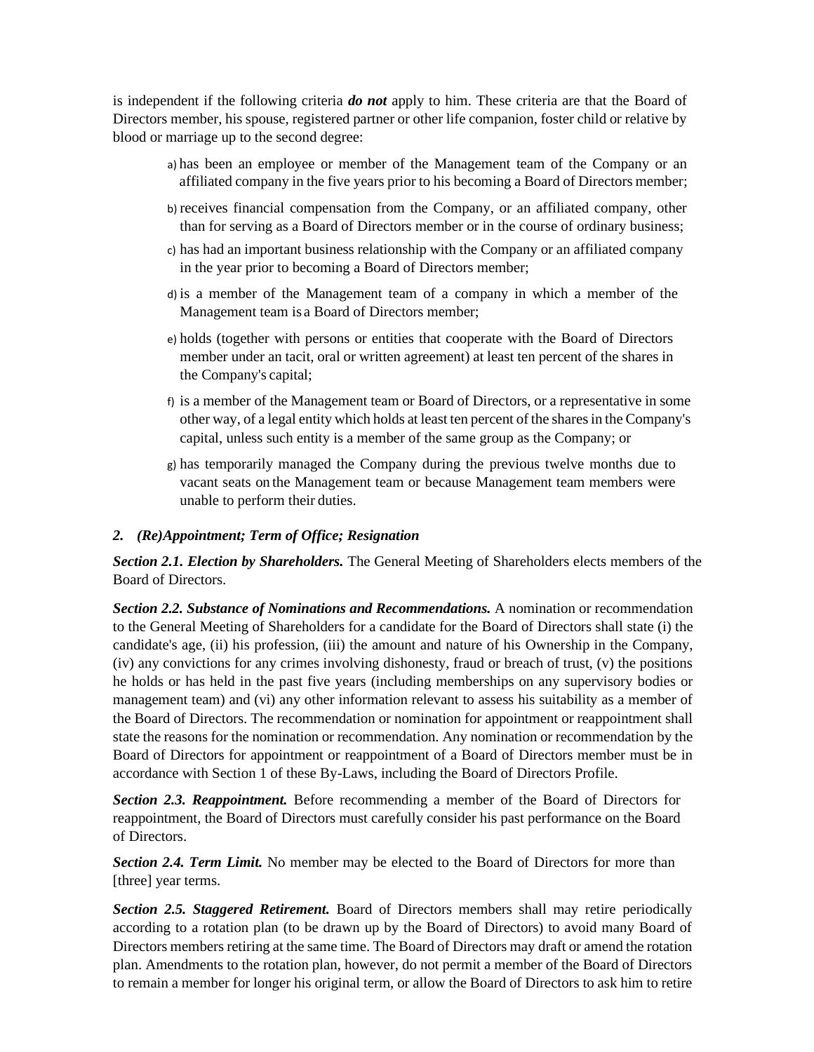is independent if the following criteria ***do not*** apply to him. These criteria are that the Board of Directors member, his spouse, registered partner or other life companion, foster child or relative by blood or marriage up to the second degree:

a) has been an employee or member of the Management team of the Company or an affiliated company in the five years prior to his becoming a Board of Directors member;

b) receives financial compensation from the Company, or an affiliated company, other than for serving as a Board of Directors member or in the course of ordinary business;

c) has had an important business relationship with the Company or an affiliated company in the year prior to becoming a Board of Directors member;

d) is a member of the Management team of a company in which a member of the Management team is a Board of Directors member;

e) holds (together with persons or entities that cooperate with the Board of Directors member under an tacit, oral or written agreement) at least ten percent of the shares in the Company's capital;

f) is a member of the Management team or Board of Directors, or a representative in some other way, of a legal entity which holds at least ten percent of the shares in the Company's capital, unless such entity is a member of the same group as the Company; or

g) has temporarily managed the Company during the previous twelve months due to vacant seats on the Management team or because Management team members were unable to perform their duties.

## *2. (Re)Appointment; Term of Office; Resignation*

***Section 2.1. Election by Shareholders.*** The General Meeting of Shareholders elects members of the Board of Directors.

***Section 2.2. Substance of Nominations and Recommendations.*** A nomination or recommendation to the General Meeting of Shareholders for a candidate for the Board of Directors shall state (i) the candidate's age, (ii) his profession, (iii) the amount and nature of his Ownership in the Company, (iv) any convictions for any crimes involving dishonesty, fraud or breach of trust, (v) the positions he holds or has held in the past five years (including memberships on any supervisory bodies or management team) and (vi) any other information relevant to assess his suitability as a member of the Board of Directors. The recommendation or nomination for appointment or reappointment shall state the reasons for the nomination or recommendation. Any nomination or recommendation by the Board of Directors for appointment or reappointment of a Board of Directors member must be in accordance with Section 1 of these By-Laws, including the Board of Directors Profile.

***Section 2.3. Reappointment.*** Before recommending a member of the Board of Directors for reappointment, the Board of Directors must carefully consider his past performance on the Board of Directors.

***Section 2.4. Term Limit.*** No member may be elected to the Board of Directors for more than [three] year terms.

***Section 2.5. Staggered Retirement.*** Board of Directors members shall may retire periodically according to a rotation plan (to be drawn up by the Board of Directors) to avoid many Board of Directors members retiring at the same time. The Board of Directors may draft or amend the rotation plan. Amendments to the rotation plan, however, do not permit a member of the Board of Directors to remain a member for longer his original term, or allow the Board of Directors to ask him to retire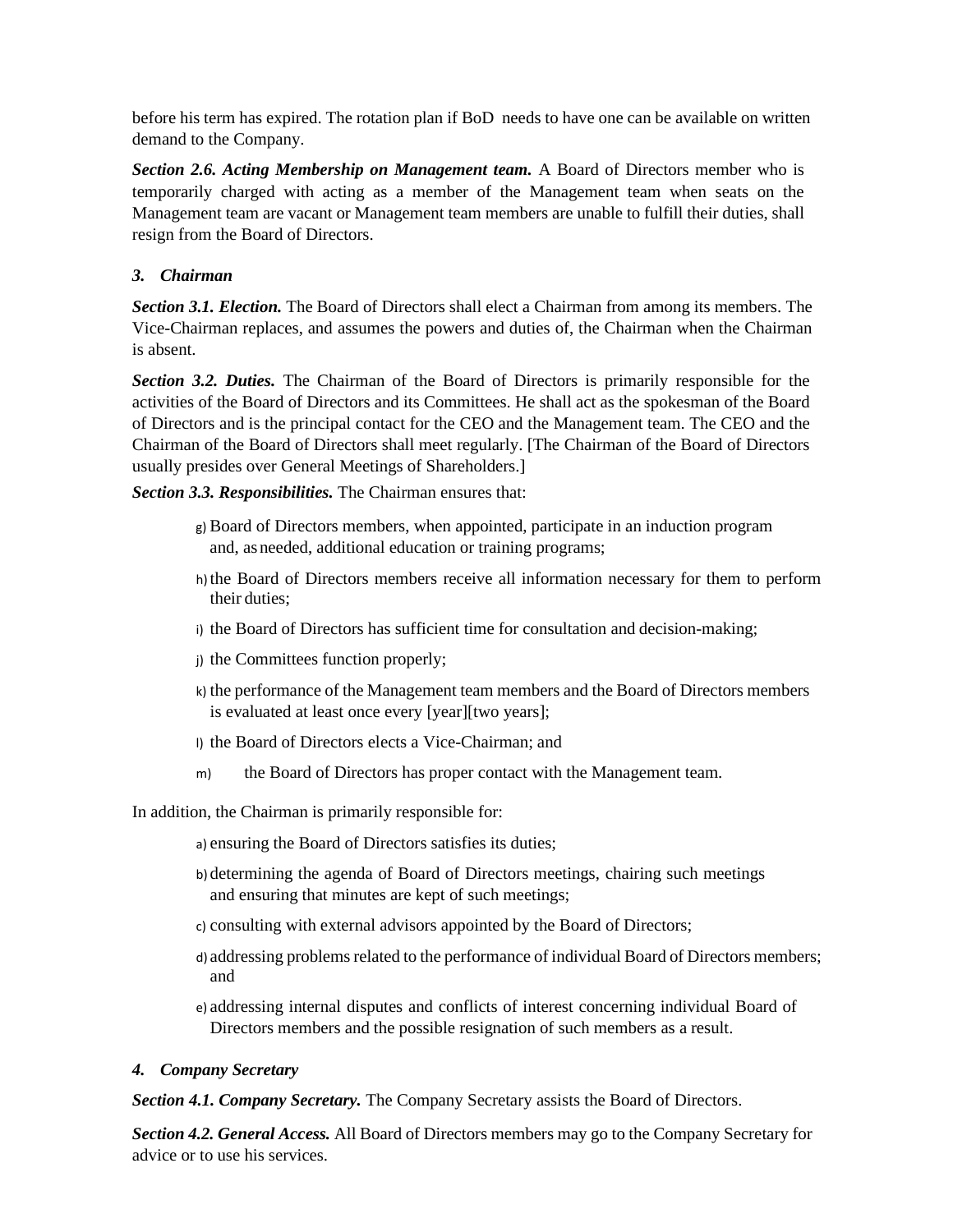before his term has expired. The rotation plan if BoD needs to have one can be available on written demand to the Company.

***Section 2.6. Acting Membership on Management team.*** A Board of Directors member who is temporarily charged with acting as a member of the Management team when seats on the Management team are vacant or Management team members are unable to fulfill their duties, shall resign from the Board of Directors.

### *3. Chairman*

***Section 3.1. Election.*** The Board of Directors shall elect a Chairman from among its members. The Vice-Chairman replaces, and assumes the powers and duties of, the Chairman when the Chairman is absent.

***Section 3.2. Duties.*** The Chairman of the Board of Directors is primarily responsible for the activities of the Board of Directors and its Committees. He shall act as the spokesman of the Board of Directors and is the principal contact for the CEO and the Management team. The CEO and the Chairman of the Board of Directors shall meet regularly. [The Chairman of the Board of Directors usually presides over General Meetings of Shareholders.]

***Section 3.3. Responsibilities.*** The Chairman ensures that:

g) Board of Directors members, when appointed, participate in an induction program and, as needed, additional education or training programs;

h) the Board of Directors members receive all information necessary for them to perform their duties;

i) the Board of Directors has sufficient time for consultation and decision-making;

j) the Committees function properly;

k) the performance of the Management team members and the Board of Directors members is evaluated at least once every [year][two years];

l) the Board of Directors elects a Vice-Chairman; and

m) the Board of Directors has proper contact with the Management team.

In addition, the Chairman is primarily responsible for:

a) ensuring the Board of Directors satisfies its duties;

b) determining the agenda of Board of Directors meetings, chairing such meetings and ensuring that minutes are kept of such meetings;

c) consulting with external advisors appointed by the Board of Directors;

d) addressing problems related to the performance of individual Board of Directors members; and

e) addressing internal disputes and conflicts of interest concerning individual Board of Directors members and the possible resignation of such members as a result.

### *4. Company Secretary*

***Section 4.1. Company Secretary.*** The Company Secretary assists the Board of Directors.

***Section 4.2. General Access.*** All Board of Directors members may go to the Company Secretary for advice or to use his services.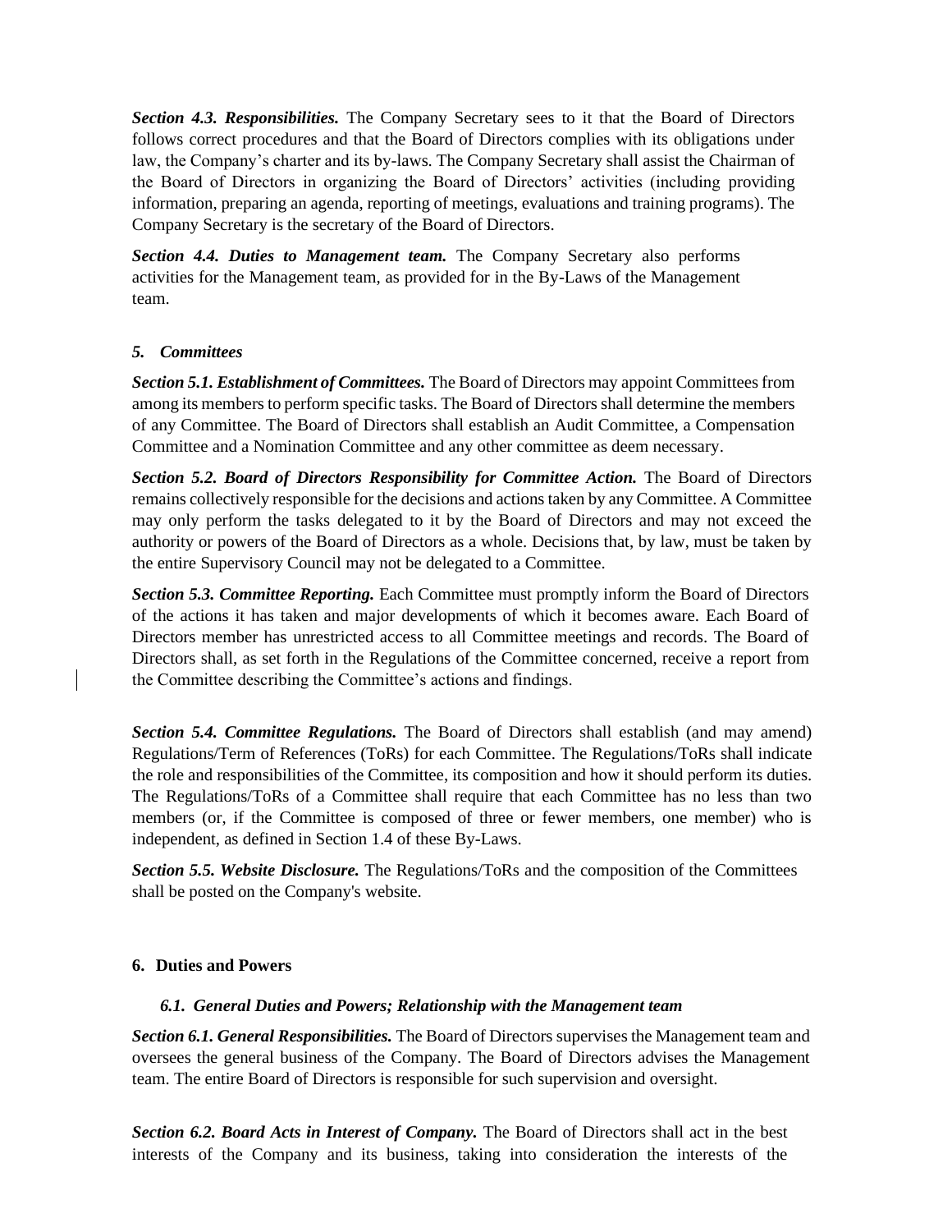***Section 4.3. Responsibilities.*** The Company Secretary sees to it that the Board of Directors follows correct procedures and that the Board of Directors complies with its obligations under law, the Company's charter and its by-laws. The Company Secretary shall assist the Chairman of the Board of Directors in organizing the Board of Directors' activities (including providing information, preparing an agenda, reporting of meetings, evaluations and training programs). The Company Secretary is the secretary of the Board of Directors.

***Section 4.4. Duties to Management team.*** The Company Secretary also performs activities for the Management team, as provided for in the By-Laws of the Management team.

### *5. Committees*

***Section 5.1. Establishment of Committees.*** The Board of Directors may appoint Committees from among its members to perform specific tasks. The Board of Directors shall determine the members of any Committee. The Board of Directors shall establish an Audit Committee, a Compensation Committee and a Nomination Committee and any other committee as deem necessary.

***Section 5.2. Board of Directors Responsibility for Committee Action.*** The Board of Directors remains collectively responsible for the decisions and actions taken by any Committee. A Committee may only perform the tasks delegated to it by the Board of Directors and may not exceed the authority or powers of the Board of Directors as a whole. Decisions that, by law, must be taken by the entire Supervisory Council may not be delegated to a Committee.

***Section 5.3. Committee Reporting.*** Each Committee must promptly inform the Board of Directors of the actions it has taken and major developments of which it becomes aware. Each Board of Directors member has unrestricted access to all Committee meetings and records. The Board of Directors shall, as set forth in the Regulations of the Committee concerned, receive a report from the Committee describing the Committee's actions and findings.

***Section 5.4. Committee Regulations.*** The Board of Directors shall establish (and may amend) Regulations/Term of References (ToRs) for each Committee. The Regulations/ToRs shall indicate the role and responsibilities of the Committee, its composition and how it should perform its duties. The Regulations/ToRs of a Committee shall require that each Committee has no less than two members (or, if the Committee is composed of three or fewer members, one member) who is independent, as defined in Section 1.4 of these By-Laws.

***Section 5.5. Website Disclosure.*** The Regulations/ToRs and the composition of the Committees shall be posted on the Company's website.

## 6. Duties and Powers

### *6.1. General Duties and Powers; Relationship with the Management team*

***Section 6.1. General Responsibilities.*** The Board of Directors supervises the Management team and oversees the general business of the Company. The Board of Directors advises the Management team. The entire Board of Directors is responsible for such supervision and oversight.

***Section 6.2. Board Acts in Interest of Company.*** The Board of Directors shall act in the best interests of the Company and its business, taking into consideration the interests of the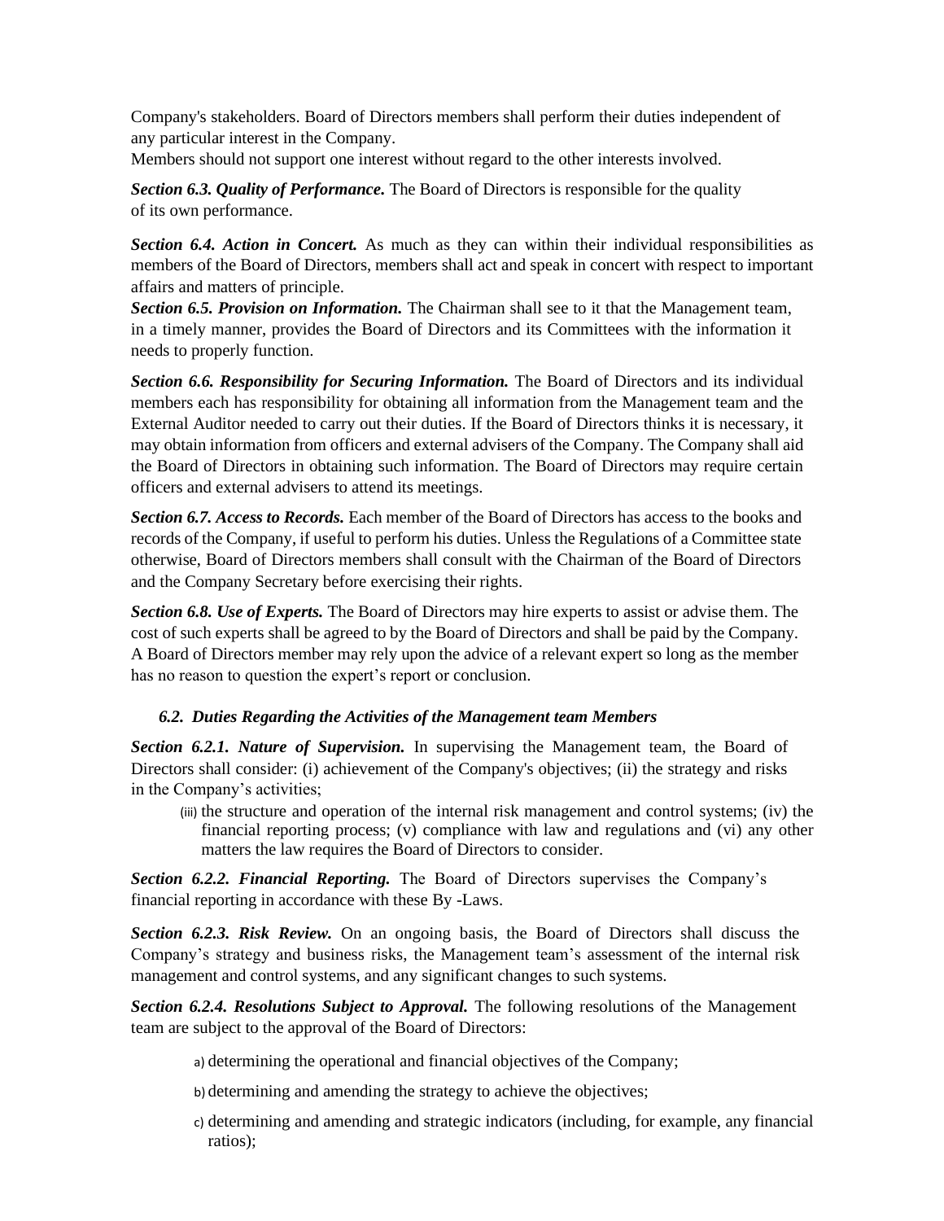Company's stakeholders. Board of Directors members shall perform their duties independent of any particular interest in the Company.
Members should not support one interest without regard to the other interests involved.

***Section 6.3. Quality of Performance.*** The Board of Directors is responsible for the quality of its own performance.

***Section 6.4. Action in Concert.*** As much as they can within their individual responsibilities as members of the Board of Directors, members shall act and speak in concert with respect to important affairs and matters of principle.

***Section 6.5. Provision on Information.*** The Chairman shall see to it that the Management team, in a timely manner, provides the Board of Directors and its Committees with the information it needs to properly function.

***Section 6.6. Responsibility for Securing Information.*** The Board of Directors and its individual members each has responsibility for obtaining all information from the Management team and the External Auditor needed to carry out their duties. If the Board of Directors thinks it is necessary, it may obtain information from officers and external advisers of the Company. The Company shall aid the Board of Directors in obtaining such information. The Board of Directors may require certain officers and external advisers to attend its meetings.

***Section 6.7. Access to Records.*** Each member of the Board of Directors has access to the books and records of the Company, if useful to perform his duties. Unless the Regulations of a Committee state otherwise, Board of Directors members shall consult with the Chairman of the Board of Directors and the Company Secretary before exercising their rights.

***Section 6.8. Use of Experts.*** The Board of Directors may hire experts to assist or advise them. The cost of such experts shall be agreed to by the Board of Directors and shall be paid by the Company. A Board of Directors member may rely upon the advice of a relevant expert so long as the member has no reason to question the expert's report or conclusion.

### *6.2. Duties Regarding the Activities of the Management team Members*

***Section 6.2.1. Nature of Supervision.*** In supervising the Management team, the Board of Directors shall consider: (i) achievement of the Company's objectives; (ii) the strategy and risks in the Company's activities;

(iii) the structure and operation of the internal risk management and control systems; (iv) the financial reporting process; (v) compliance with law and regulations and (vi) any other matters the law requires the Board of Directors to consider.

***Section 6.2.2. Financial Reporting.*** The Board of Directors supervises the Company's financial reporting in accordance with these By -Laws.

***Section 6.2.3. Risk Review.*** On an ongoing basis, the Board of Directors shall discuss the Company's strategy and business risks, the Management team's assessment of the internal risk management and control systems, and any significant changes to such systems.

***Section 6.2.4. Resolutions Subject to Approval.*** The following resolutions of the Management team are subject to the approval of the Board of Directors:

a) determining the operational and financial objectives of the Company;

b) determining and amending the strategy to achieve the objectives;

c) determining and amending and strategic indicators (including, for example, any financial ratios);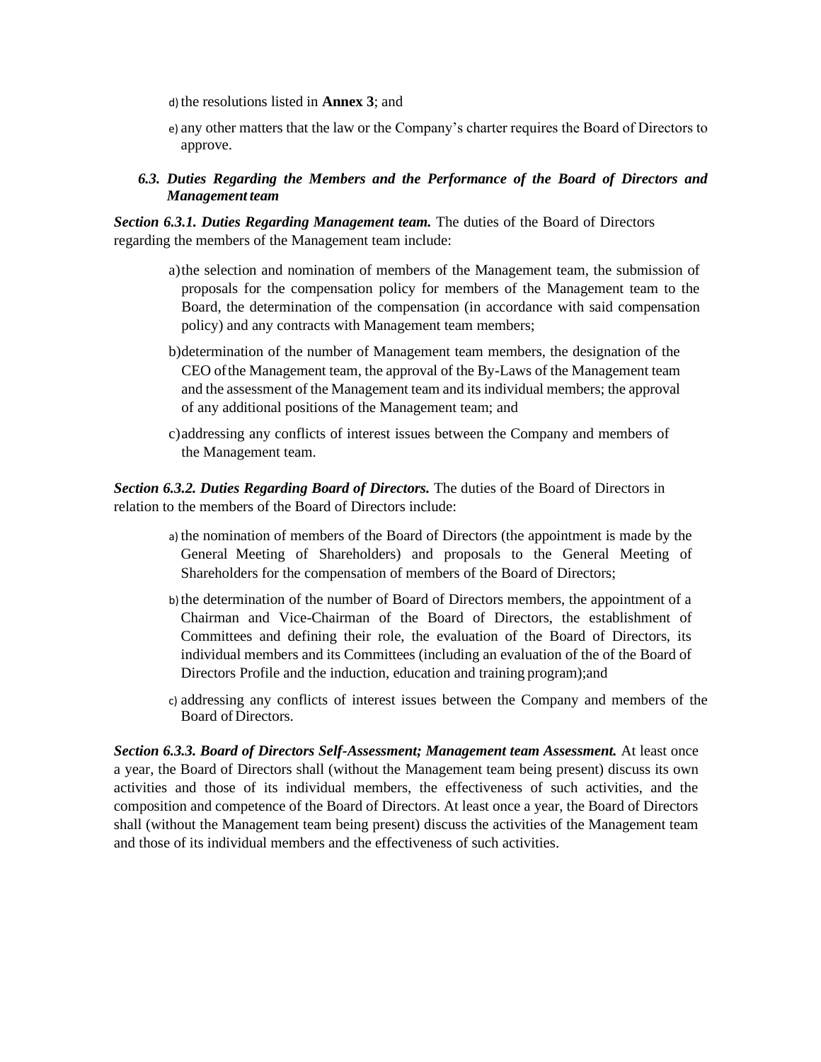d) the resolutions listed in **Annex 3**; and

e) any other matters that the law or the Company's charter requires the Board of Directors to approve.

### *6.3. Duties Regarding the Members and the Performance of the Board of Directors and Management team*

***Section 6.3.1. Duties Regarding Management team.*** The duties of the Board of Directors regarding the members of the Management team include:

a) the selection and nomination of members of the Management team, the submission of proposals for the compensation policy for members of the Management team to the Board, the determination of the compensation (in accordance with said compensation policy) and any contracts with Management team members;

b) determination of the number of Management team members, the designation of the CEO of the Management team, the approval of the By-Laws of the Management team and the assessment of the Management team and its individual members; the approval of any additional positions of the Management team; and

c) addressing any conflicts of interest issues between the Company and members of the Management team.

***Section 6.3.2. Duties Regarding Board of Directors.*** The duties of the Board of Directors in relation to the members of the Board of Directors include:

a) the nomination of members of the Board of Directors (the appointment is made by the General Meeting of Shareholders) and proposals to the General Meeting of Shareholders for the compensation of members of the Board of Directors;

b) the determination of the number of Board of Directors members, the appointment of a Chairman and Vice-Chairman of the Board of Directors, the establishment of Committees and defining their role, the evaluation of the Board of Directors, its individual members and its Committees (including an evaluation of the of the Board of Directors Profile and the induction, education and training program);and

c) addressing any conflicts of interest issues between the Company and members of the Board of Directors.

***Section 6.3.3. Board of Directors Self-Assessment; Management team Assessment.*** At least once a year, the Board of Directors shall (without the Management team being present) discuss its own activities and those of its individual members, the effectiveness of such activities, and the composition and competence of the Board of Directors. At least once a year, the Board of Directors shall (without the Management team being present) discuss the activities of the Management team and those of its individual members and the effectiveness of such activities.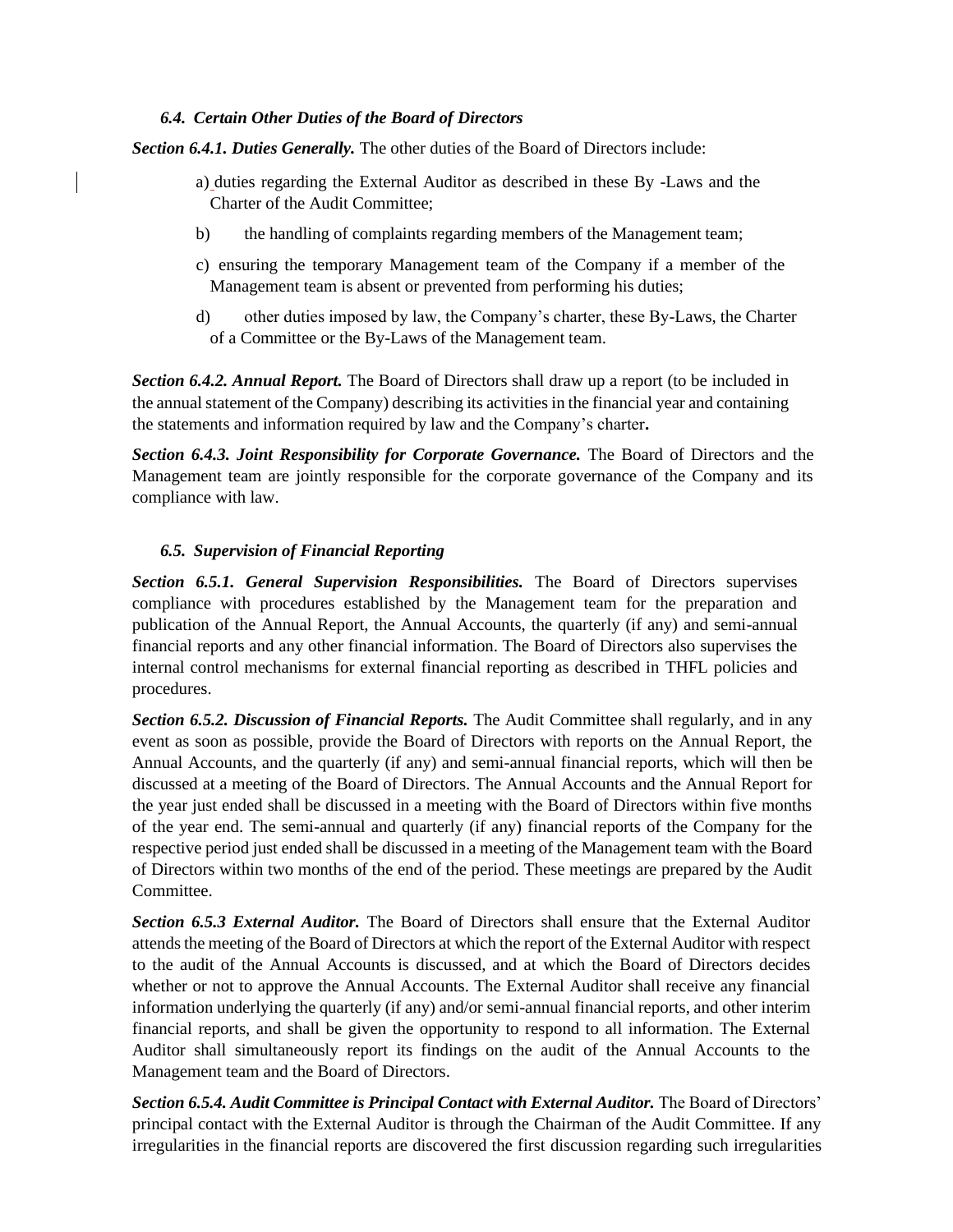### *6.4. Certain Other Duties of the Board of Directors*

***Section 6.4.1. Duties Generally.*** The other duties of the Board of Directors include:

a) duties regarding the External Auditor as described in these By -Laws and the Charter of the Audit Committee;

b) the handling of complaints regarding members of the Management team;

c) ensuring the temporary Management team of the Company if a member of the Management team is absent or prevented from performing his duties;

d) other duties imposed by law, the Company's charter, these By-Laws, the Charter of a Committee or the By-Laws of the Management team.

***Section 6.4.2. Annual Report.*** The Board of Directors shall draw up a report (to be included in the annual statement of the Company) describing its activities in the financial year and containing the statements and information required by law and the Company's charter**.**

***Section 6.4.3. Joint Responsibility for Corporate Governance.*** The Board of Directors and the Management team are jointly responsible for the corporate governance of the Company and its compliance with law.

### *6.5. Supervision of Financial Reporting*

***Section 6.5.1. General Supervision Responsibilities.*** The Board of Directors supervises compliance with procedures established by the Management team for the preparation and publication of the Annual Report, the Annual Accounts, the quarterly (if any) and semi-annual financial reports and any other financial information. The Board of Directors also supervises the internal control mechanisms for external financial reporting as described in THFL policies and procedures.

***Section 6.5.2. Discussion of Financial Reports.*** The Audit Committee shall regularly, and in any event as soon as possible, provide the Board of Directors with reports on the Annual Report, the Annual Accounts, and the quarterly (if any) and semi-annual financial reports, which will then be discussed at a meeting of the Board of Directors. The Annual Accounts and the Annual Report for the year just ended shall be discussed in a meeting with the Board of Directors within five months of the year end. The semi-annual and quarterly (if any) financial reports of the Company for the respective period just ended shall be discussed in a meeting of the Management team with the Board of Directors within two months of the end of the period. These meetings are prepared by the Audit Committee.

***Section 6.5.3 External Auditor.*** The Board of Directors shall ensure that the External Auditor attends the meeting of the Board of Directors at which the report of the External Auditor with respect to the audit of the Annual Accounts is discussed, and at which the Board of Directors decides whether or not to approve the Annual Accounts. The External Auditor shall receive any financial information underlying the quarterly (if any) and/or semi-annual financial reports, and other interim financial reports, and shall be given the opportunity to respond to all information. The External Auditor shall simultaneously report its findings on the audit of the Annual Accounts to the Management team and the Board of Directors.

***Section 6.5.4. Audit Committee is Principal Contact with External Auditor.*** The Board of Directors' principal contact with the External Auditor is through the Chairman of the Audit Committee. If any irregularities in the financial reports are discovered the first discussion regarding such irregularities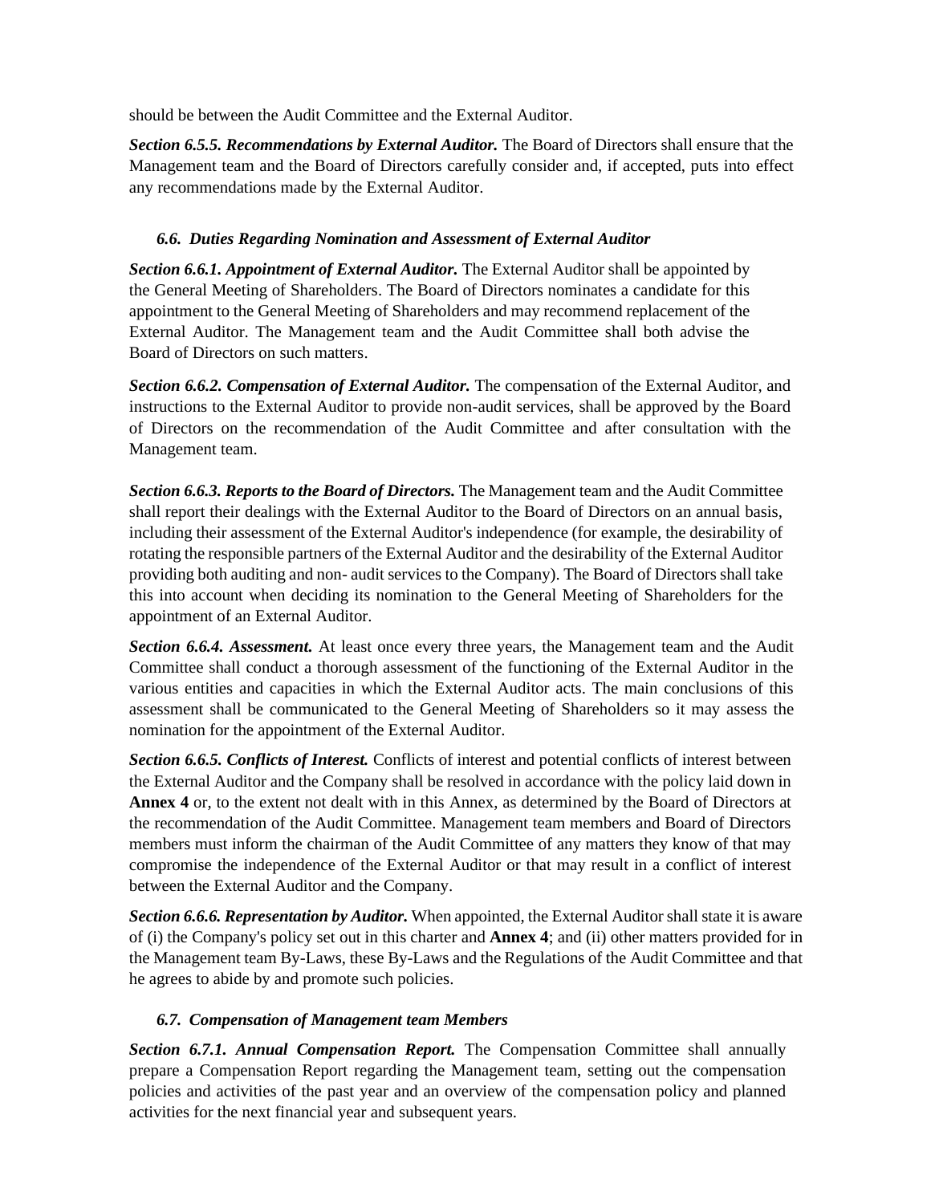should be between the Audit Committee and the External Auditor.

***Section 6.5.5. Recommendations by External Auditor.*** The Board of Directors shall ensure that the Management team and the Board of Directors carefully consider and, if accepted, puts into effect any recommendations made by the External Auditor.

### *6.6. Duties Regarding Nomination and Assessment of External Auditor*

***Section 6.6.1. Appointment of External Auditor.*** The External Auditor shall be appointed by the General Meeting of Shareholders. The Board of Directors nominates a candidate for this appointment to the General Meeting of Shareholders and may recommend replacement of the External Auditor. The Management team and the Audit Committee shall both advise the Board of Directors on such matters.

***Section 6.6.2. Compensation of External Auditor.*** The compensation of the External Auditor, and instructions to the External Auditor to provide non-audit services, shall be approved by the Board of Directors on the recommendation of the Audit Committee and after consultation with the Management team.

***Section 6.6.3. Reports to the Board of Directors.*** The Management team and the Audit Committee shall report their dealings with the External Auditor to the Board of Directors on an annual basis, including their assessment of the External Auditor's independence (for example, the desirability of rotating the responsible partners of the External Auditor and the desirability of the External Auditor providing both auditing and non- audit services to the Company). The Board of Directors shall take this into account when deciding its nomination to the General Meeting of Shareholders for the appointment of an External Auditor.

***Section 6.6.4. Assessment.*** At least once every three years, the Management team and the Audit Committee shall conduct a thorough assessment of the functioning of the External Auditor in the various entities and capacities in which the External Auditor acts. The main conclusions of this assessment shall be communicated to the General Meeting of Shareholders so it may assess the nomination for the appointment of the External Auditor.

***Section 6.6.5. Conflicts of Interest.*** Conflicts of interest and potential conflicts of interest between the External Auditor and the Company shall be resolved in accordance with the policy laid down in **Annex 4** or, to the extent not dealt with in this Annex, as determined by the Board of Directors at the recommendation of the Audit Committee. Management team members and Board of Directors members must inform the chairman of the Audit Committee of any matters they know of that may compromise the independence of the External Auditor or that may result in a conflict of interest between the External Auditor and the Company.

***Section 6.6.6. Representation by Auditor.*** When appointed, the External Auditor shall state it is aware of (i) the Company's policy set out in this charter and **Annex 4**; and (ii) other matters provided for in the Management team By-Laws, these By-Laws and the Regulations of the Audit Committee and that he agrees to abide by and promote such policies.

### *6.7. Compensation of Management team Members*

***Section 6.7.1. Annual Compensation Report.*** The Compensation Committee shall annually prepare a Compensation Report regarding the Management team, setting out the compensation policies and activities of the past year and an overview of the compensation policy and planned activities for the next financial year and subsequent years.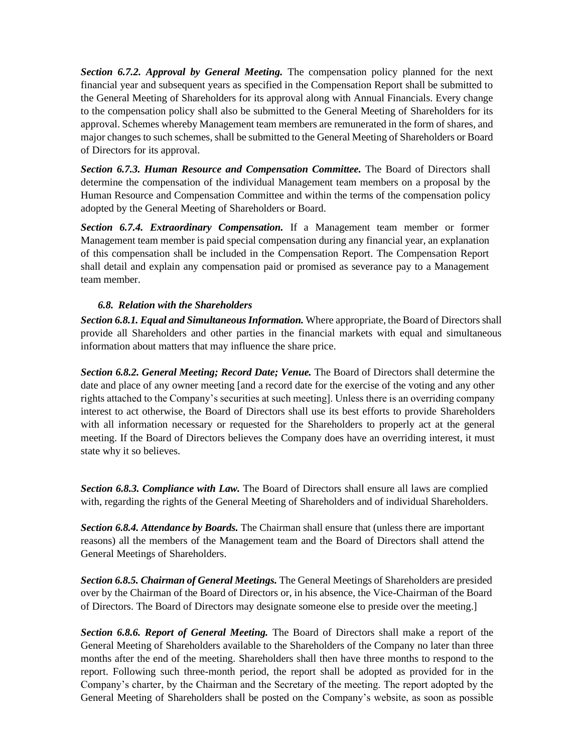***Section 6.7.2. Approval by General Meeting.*** The compensation policy planned for the next financial year and subsequent years as specified in the Compensation Report shall be submitted to the General Meeting of Shareholders for its approval along with Annual Financials. Every change to the compensation policy shall also be submitted to the General Meeting of Shareholders for its approval. Schemes whereby Management team members are remunerated in the form of shares, and major changes to such schemes, shall be submitted to the General Meeting of Shareholders or Board of Directors for its approval.

***Section 6.7.3. Human Resource and Compensation Committee.*** The Board of Directors shall determine the compensation of the individual Management team members on a proposal by the Human Resource and Compensation Committee and within the terms of the compensation policy adopted by the General Meeting of Shareholders or Board.

***Section 6.7.4. Extraordinary Compensation.*** If a Management team member or former Management team member is paid special compensation during any financial year, an explanation of this compensation shall be included in the Compensation Report. The Compensation Report shall detail and explain any compensation paid or promised as severance pay to a Management team member.

### *6.8. Relation with the Shareholders*

***Section 6.8.1. Equal and Simultaneous Information.*** Where appropriate, the Board of Directors shall provide all Shareholders and other parties in the financial markets with equal and simultaneous information about matters that may influence the share price.

***Section 6.8.2. General Meeting; Record Date; Venue.*** The Board of Directors shall determine the date and place of any owner meeting [and a record date for the exercise of the voting and any other rights attached to the Company's securities at such meeting]. Unless there is an overriding company interest to act otherwise, the Board of Directors shall use its best efforts to provide Shareholders with all information necessary or requested for the Shareholders to properly act at the general meeting. If the Board of Directors believes the Company does have an overriding interest, it must state why it so believes.

***Section 6.8.3. Compliance with Law.*** The Board of Directors shall ensure all laws are complied with, regarding the rights of the General Meeting of Shareholders and of individual Shareholders.

***Section 6.8.4. Attendance by Boards.*** The Chairman shall ensure that (unless there are important reasons) all the members of the Management team and the Board of Directors shall attend the General Meetings of Shareholders.

***Section 6.8.5. Chairman of General Meetings.*** The General Meetings of Shareholders are presided over by the Chairman of the Board of Directors or, in his absence, the Vice-Chairman of the Board of Directors. The Board of Directors may designate someone else to preside over the meeting.]

***Section 6.8.6. Report of General Meeting.*** The Board of Directors shall make a report of the General Meeting of Shareholders available to the Shareholders of the Company no later than three months after the end of the meeting. Shareholders shall then have three months to respond to the report. Following such three-month period, the report shall be adopted as provided for in the Company's charter, by the Chairman and the Secretary of the meeting. The report adopted by the General Meeting of Shareholders shall be posted on the Company's website, as soon as possible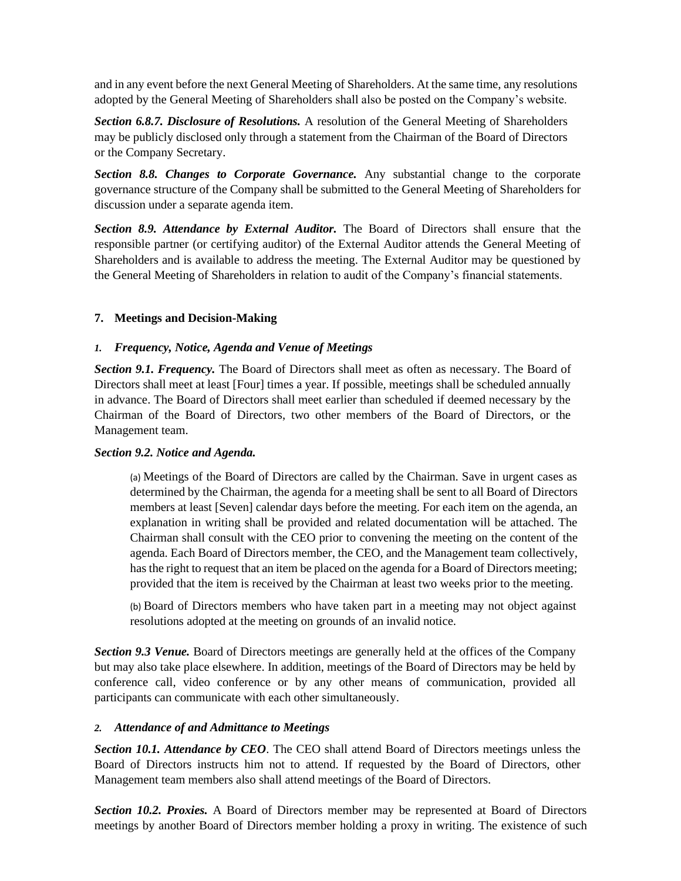and in any event before the next General Meeting of Shareholders. At the same time, any resolutions adopted by the General Meeting of Shareholders shall also be posted on the Company's website.

***Section 6.8.7. Disclosure of Resolutions.*** A resolution of the General Meeting of Shareholders may be publicly disclosed only through a statement from the Chairman of the Board of Directors or the Company Secretary.

***Section 8.8. Changes to Corporate Governance.*** Any substantial change to the corporate governance structure of the Company shall be submitted to the General Meeting of Shareholders for discussion under a separate agenda item.

***Section 8.9. Attendance by External Auditor.*** The Board of Directors shall ensure that the responsible partner (or certifying auditor) of the External Auditor attends the General Meeting of Shareholders and is available to address the meeting. The External Auditor may be questioned by the General Meeting of Shareholders in relation to audit of the Company's financial statements.

## 7. Meetings and Decision-Making

### *1. Frequency, Notice, Agenda and Venue of Meetings*

***Section 9.1. Frequency.*** The Board of Directors shall meet as often as necessary. The Board of Directors shall meet at least [Four] times a year. If possible, meetings shall be scheduled annually in advance. The Board of Directors shall meet earlier than scheduled if deemed necessary by the Chairman of the Board of Directors, two other members of the Board of Directors, or the Management team.

***Section 9.2. Notice and Agenda.***

(a) Meetings of the Board of Directors are called by the Chairman. Save in urgent cases as determined by the Chairman, the agenda for a meeting shall be sent to all Board of Directors members at least [Seven] calendar days before the meeting. For each item on the agenda, an explanation in writing shall be provided and related documentation will be attached. The Chairman shall consult with the CEO prior to convening the meeting on the content of the agenda. Each Board of Directors member, the CEO, and the Management team collectively, has the right to request that an item be placed on the agenda for a Board of Directors meeting; provided that the item is received by the Chairman at least two weeks prior to the meeting.

(b) Board of Directors members who have taken part in a meeting may not object against resolutions adopted at the meeting on grounds of an invalid notice.

***Section 9.3 Venue.*** Board of Directors meetings are generally held at the offices of the Company but may also take place elsewhere. In addition, meetings of the Board of Directors may be held by conference call, video conference or by any other means of communication, provided all participants can communicate with each other simultaneously.

### *2. Attendance of and Admittance to Meetings*

***Section 10.1. Attendance by CEO***. The CEO shall attend Board of Directors meetings unless the Board of Directors instructs him not to attend. If requested by the Board of Directors, other Management team members also shall attend meetings of the Board of Directors.

***Section 10.2. Proxies.*** A Board of Directors member may be represented at Board of Directors meetings by another Board of Directors member holding a proxy in writing. The existence of such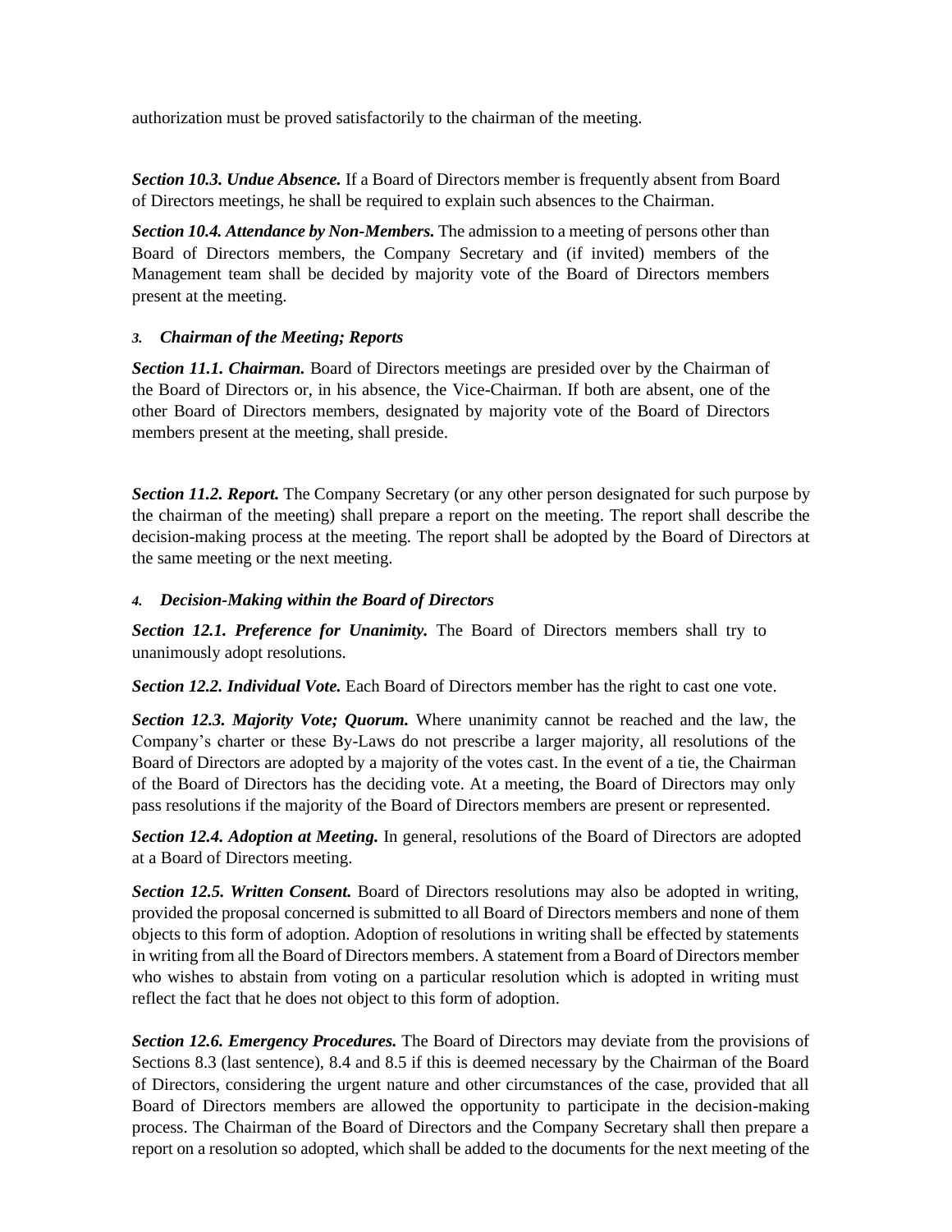authorization must be proved satisfactorily to the chairman of the meeting.

***Section 10.3. Undue Absence.*** If a Board of Directors member is frequently absent from Board of Directors meetings, he shall be required to explain such absences to the Chairman.

***Section 10.4. Attendance by Non-Members.*** The admission to a meeting of persons other than Board of Directors members, the Company Secretary and (if invited) members of the Management team shall be decided by majority vote of the Board of Directors members present at the meeting.

### *3. Chairman of the Meeting; Reports*

***Section 11.1. Chairman.*** Board of Directors meetings are presided over by the Chairman of the Board of Directors or, in his absence, the Vice-Chairman. If both are absent, one of the other Board of Directors members, designated by majority vote of the Board of Directors members present at the meeting, shall preside.

***Section 11.2. Report.*** The Company Secretary (or any other person designated for such purpose by the chairman of the meeting) shall prepare a report on the meeting. The report shall describe the decision-making process at the meeting. The report shall be adopted by the Board of Directors at the same meeting or the next meeting.

### *4. Decision-Making within the Board of Directors*

***Section 12.1. Preference for Unanimity.*** The Board of Directors members shall try to unanimously adopt resolutions.

***Section 12.2. Individual Vote.*** Each Board of Directors member has the right to cast one vote.

***Section 12.3. Majority Vote; Quorum.*** Where unanimity cannot be reached and the law, the Company's charter or these By-Laws do not prescribe a larger majority, all resolutions of the Board of Directors are adopted by a majority of the votes cast. In the event of a tie, the Chairman of the Board of Directors has the deciding vote. At a meeting, the Board of Directors may only pass resolutions if the majority of the Board of Directors members are present or represented.

***Section 12.4. Adoption at Meeting.*** In general, resolutions of the Board of Directors are adopted at a Board of Directors meeting.

***Section 12.5. Written Consent.*** Board of Directors resolutions may also be adopted in writing, provided the proposal concerned is submitted to all Board of Directors members and none of them objects to this form of adoption. Adoption of resolutions in writing shall be effected by statements in writing from all the Board of Directors members. A statement from a Board of Directors member who wishes to abstain from voting on a particular resolution which is adopted in writing must reflect the fact that he does not object to this form of adoption.

***Section 12.6. Emergency Procedures.*** The Board of Directors may deviate from the provisions of Sections 8.3 (last sentence), 8.4 and 8.5 if this is deemed necessary by the Chairman of the Board of Directors, considering the urgent nature and other circumstances of the case, provided that all Board of Directors members are allowed the opportunity to participate in the decision-making process. The Chairman of the Board of Directors and the Company Secretary shall then prepare a report on a resolution so adopted, which shall be added to the documents for the next meeting of the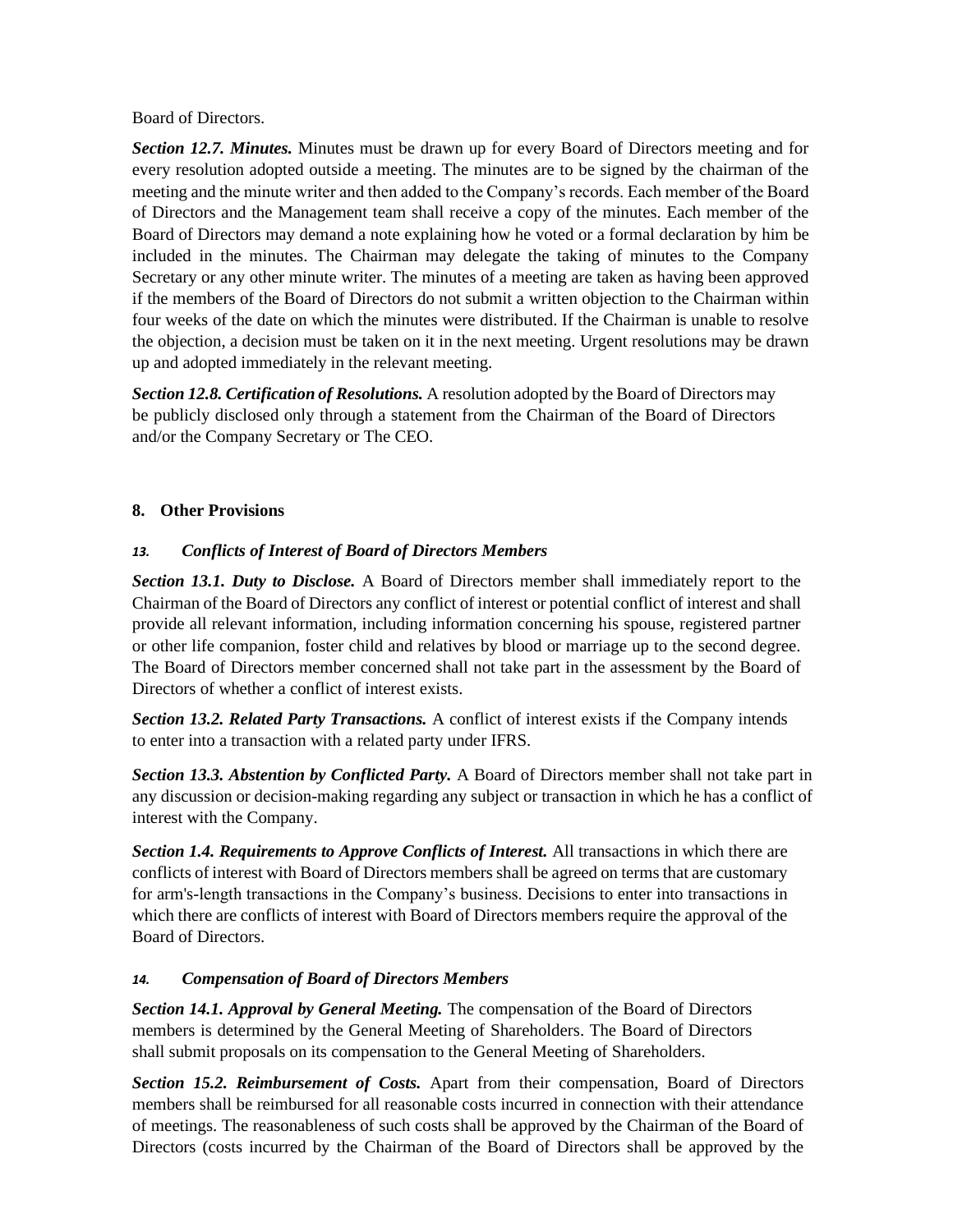Board of Directors.

***Section 12.7. Minutes.*** Minutes must be drawn up for every Board of Directors meeting and for every resolution adopted outside a meeting. The minutes are to be signed by the chairman of the meeting and the minute writer and then added to the Company's records. Each member of the Board of Directors and the Management team shall receive a copy of the minutes. Each member of the Board of Directors may demand a note explaining how he voted or a formal declaration by him be included in the minutes. The Chairman may delegate the taking of minutes to the Company Secretary or any other minute writer. The minutes of a meeting are taken as having been approved if the members of the Board of Directors do not submit a written objection to the Chairman within four weeks of the date on which the minutes were distributed. If the Chairman is unable to resolve the objection, a decision must be taken on it in the next meeting. Urgent resolutions may be drawn up and adopted immediately in the relevant meeting.

***Section 12.8. Certification of Resolutions.*** A resolution adopted by the Board of Directors may be publicly disclosed only through a statement from the Chairman of the Board of Directors and/or the Company Secretary or The CEO.

## 8. Other Provisions

### *13. Conflicts of Interest of Board of Directors Members*

***Section 13.1. Duty to Disclose.*** A Board of Directors member shall immediately report to the Chairman of the Board of Directors any conflict of interest or potential conflict of interest and shall provide all relevant information, including information concerning his spouse, registered partner or other life companion, foster child and relatives by blood or marriage up to the second degree. The Board of Directors member concerned shall not take part in the assessment by the Board of Directors of whether a conflict of interest exists.

***Section 13.2. Related Party Transactions.*** A conflict of interest exists if the Company intends to enter into a transaction with a related party under IFRS.

***Section 13.3. Abstention by Conflicted Party.*** A Board of Directors member shall not take part in any discussion or decision-making regarding any subject or transaction in which he has a conflict of interest with the Company.

***Section 1.4. Requirements to Approve Conflicts of Interest.*** All transactions in which there are conflicts of interest with Board of Directors members shall be agreed on terms that are customary for arm's-length transactions in the Company's business. Decisions to enter into transactions in which there are conflicts of interest with Board of Directors members require the approval of the Board of Directors.

### *14. Compensation of Board of Directors Members*

***Section 14.1. Approval by General Meeting.*** The compensation of the Board of Directors members is determined by the General Meeting of Shareholders. The Board of Directors shall submit proposals on its compensation to the General Meeting of Shareholders.

***Section 15.2. Reimbursement of Costs.*** Apart from their compensation, Board of Directors members shall be reimbursed for all reasonable costs incurred in connection with their attendance of meetings. The reasonableness of such costs shall be approved by the Chairman of the Board of Directors (costs incurred by the Chairman of the Board of Directors shall be approved by the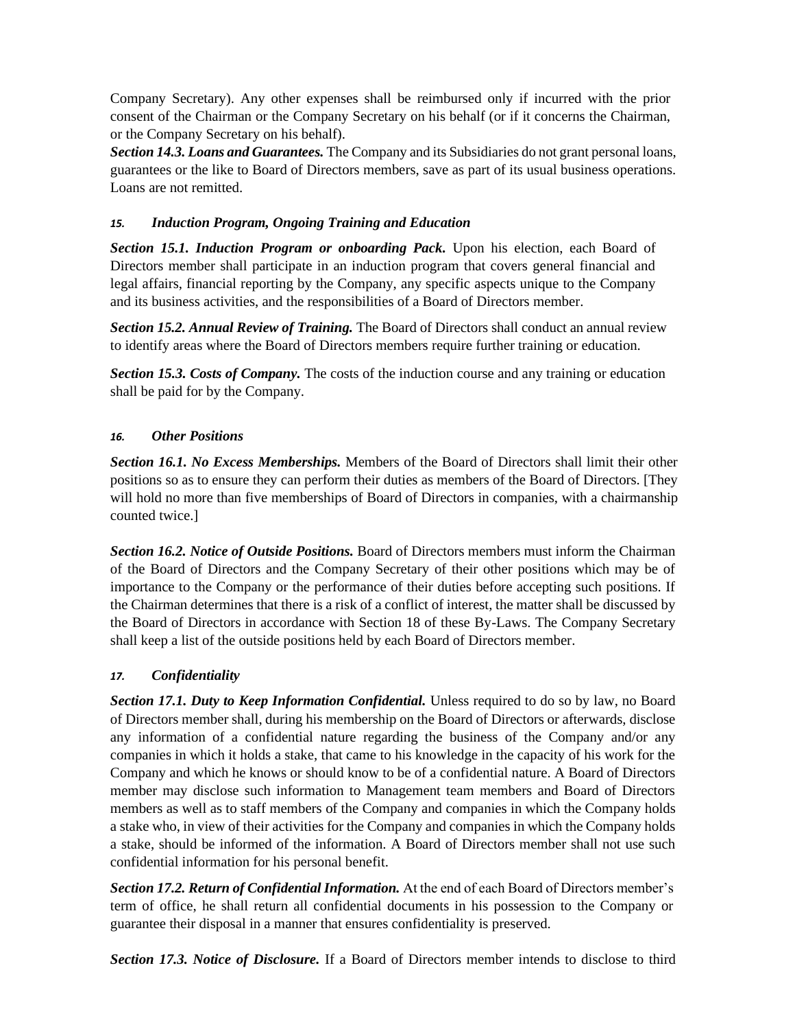Company Secretary). Any other expenses shall be reimbursed only if incurred with the prior consent of the Chairman or the Company Secretary on his behalf (or if it concerns the Chairman, or the Company Secretary on his behalf).

***Section 14.3. Loans and Guarantees.*** The Company and its Subsidiaries do not grant personal loans, guarantees or the like to Board of Directors members, save as part of its usual business operations. Loans are not remitted.

### *15. Induction Program, Ongoing Training and Education*

***Section 15.1. Induction Program or onboarding Pack.*** Upon his election, each Board of Directors member shall participate in an induction program that covers general financial and legal affairs, financial reporting by the Company, any specific aspects unique to the Company and its business activities, and the responsibilities of a Board of Directors member.

***Section 15.2. Annual Review of Training.*** The Board of Directors shall conduct an annual review to identify areas where the Board of Directors members require further training or education.

***Section 15.3. Costs of Company.*** The costs of the induction course and any training or education shall be paid for by the Company.

### *16. Other Positions*

***Section 16.1. No Excess Memberships.*** Members of the Board of Directors shall limit their other positions so as to ensure they can perform their duties as members of the Board of Directors. [They will hold no more than five memberships of Board of Directors in companies, with a chairmanship counted twice.]

***Section 16.2. Notice of Outside Positions.*** Board of Directors members must inform the Chairman of the Board of Directors and the Company Secretary of their other positions which may be of importance to the Company or the performance of their duties before accepting such positions. If the Chairman determines that there is a risk of a conflict of interest, the matter shall be discussed by the Board of Directors in accordance with Section 18 of these By-Laws. The Company Secretary shall keep a list of the outside positions held by each Board of Directors member.

### *17. Confidentiality*

***Section 17.1. Duty to Keep Information Confidential.*** Unless required to do so by law, no Board of Directors member shall, during his membership on the Board of Directors or afterwards, disclose any information of a confidential nature regarding the business of the Company and/or any companies in which it holds a stake, that came to his knowledge in the capacity of his work for the Company and which he knows or should know to be of a confidential nature. A Board of Directors member may disclose such information to Management team members and Board of Directors members as well as to staff members of the Company and companies in which the Company holds a stake who, in view of their activities for the Company and companies in which the Company holds a stake, should be informed of the information. A Board of Directors member shall not use such confidential information for his personal benefit.

***Section 17.2. Return of Confidential Information.*** At the end of each Board of Directors member's term of office, he shall return all confidential documents in his possession to the Company or guarantee their disposal in a manner that ensures confidentiality is preserved.

***Section 17.3. Notice of Disclosure.*** If a Board of Directors member intends to disclose to third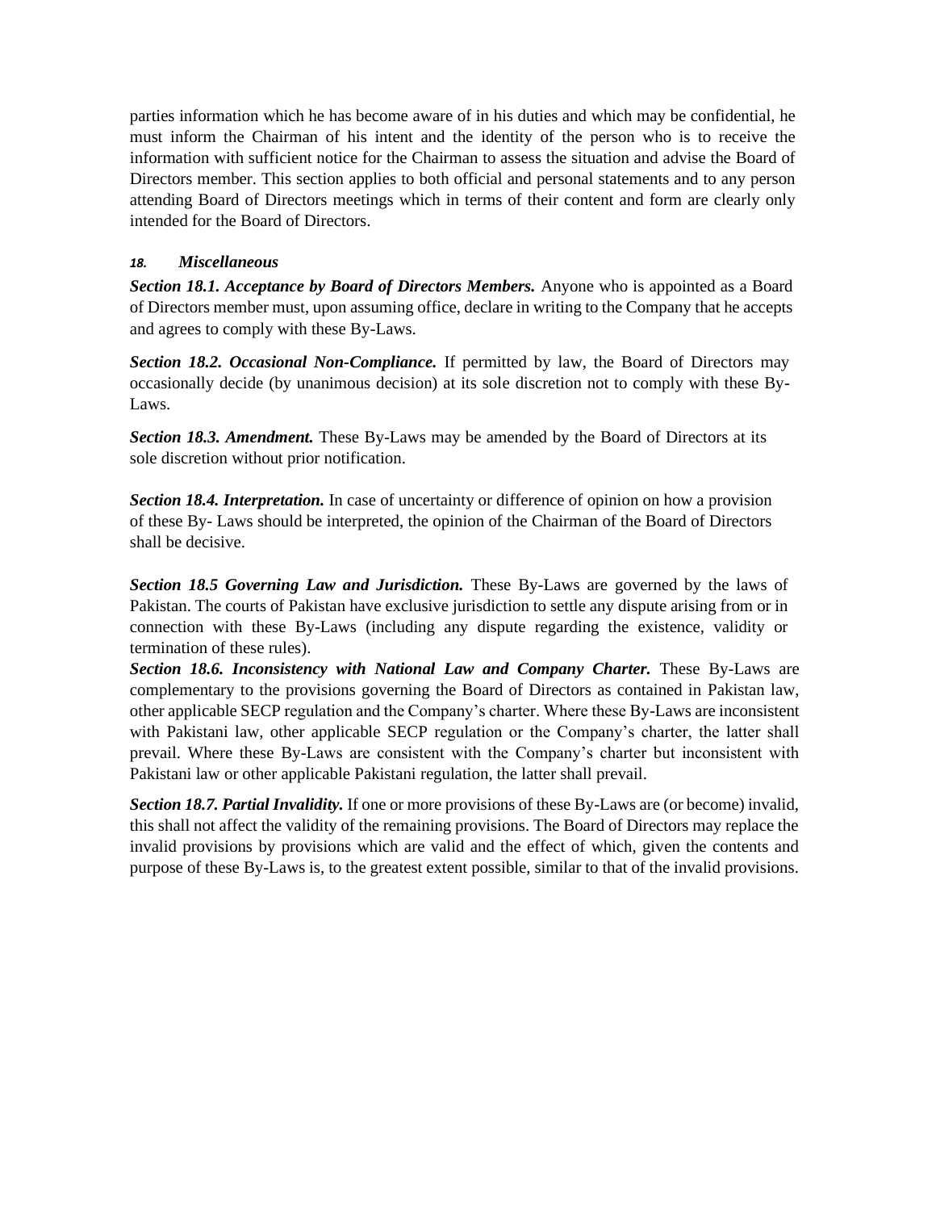parties information which he has become aware of in his duties and which may be confidential, he must inform the Chairman of his intent and the identity of the person who is to receive the information with sufficient notice for the Chairman to assess the situation and advise the Board of Directors member. This section applies to both official and personal statements and to any person attending Board of Directors meetings which in terms of their content and form are clearly only intended for the Board of Directors.

### *18. Miscellaneous*

***Section 18.1. Acceptance by Board of Directors Members.*** Anyone who is appointed as a Board of Directors member must, upon assuming office, declare in writing to the Company that he accepts and agrees to comply with these By-Laws.

***Section 18.2. Occasional Non-Compliance.*** If permitted by law, the Board of Directors may occasionally decide (by unanimous decision) at its sole discretion not to comply with these By-Laws.

***Section 18.3. Amendment.*** These By-Laws may be amended by the Board of Directors at its sole discretion without prior notification.

***Section 18.4. Interpretation.*** In case of uncertainty or difference of opinion on how a provision of these By- Laws should be interpreted, the opinion of the Chairman of the Board of Directors shall be decisive.

***Section 18.5 Governing Law and Jurisdiction.*** These By-Laws are governed by the laws of Pakistan. The courts of Pakistan have exclusive jurisdiction to settle any dispute arising from or in connection with these By-Laws (including any dispute regarding the existence, validity or termination of these rules).

***Section 18.6. Inconsistency with National Law and Company Charter.*** These By-Laws are complementary to the provisions governing the Board of Directors as contained in Pakistan law, other applicable SECP regulation and the Company's charter. Where these By-Laws are inconsistent with Pakistani law, other applicable SECP regulation or the Company's charter, the latter shall prevail. Where these By-Laws are consistent with the Company's charter but inconsistent with Pakistani law or other applicable Pakistani regulation, the latter shall prevail.

***Section 18.7. Partial Invalidity.*** If one or more provisions of these By-Laws are (or become) invalid, this shall not affect the validity of the remaining provisions. The Board of Directors may replace the invalid provisions by provisions which are valid and the effect of which, given the contents and purpose of these By-Laws is, to the greatest extent possible, similar to that of the invalid provisions.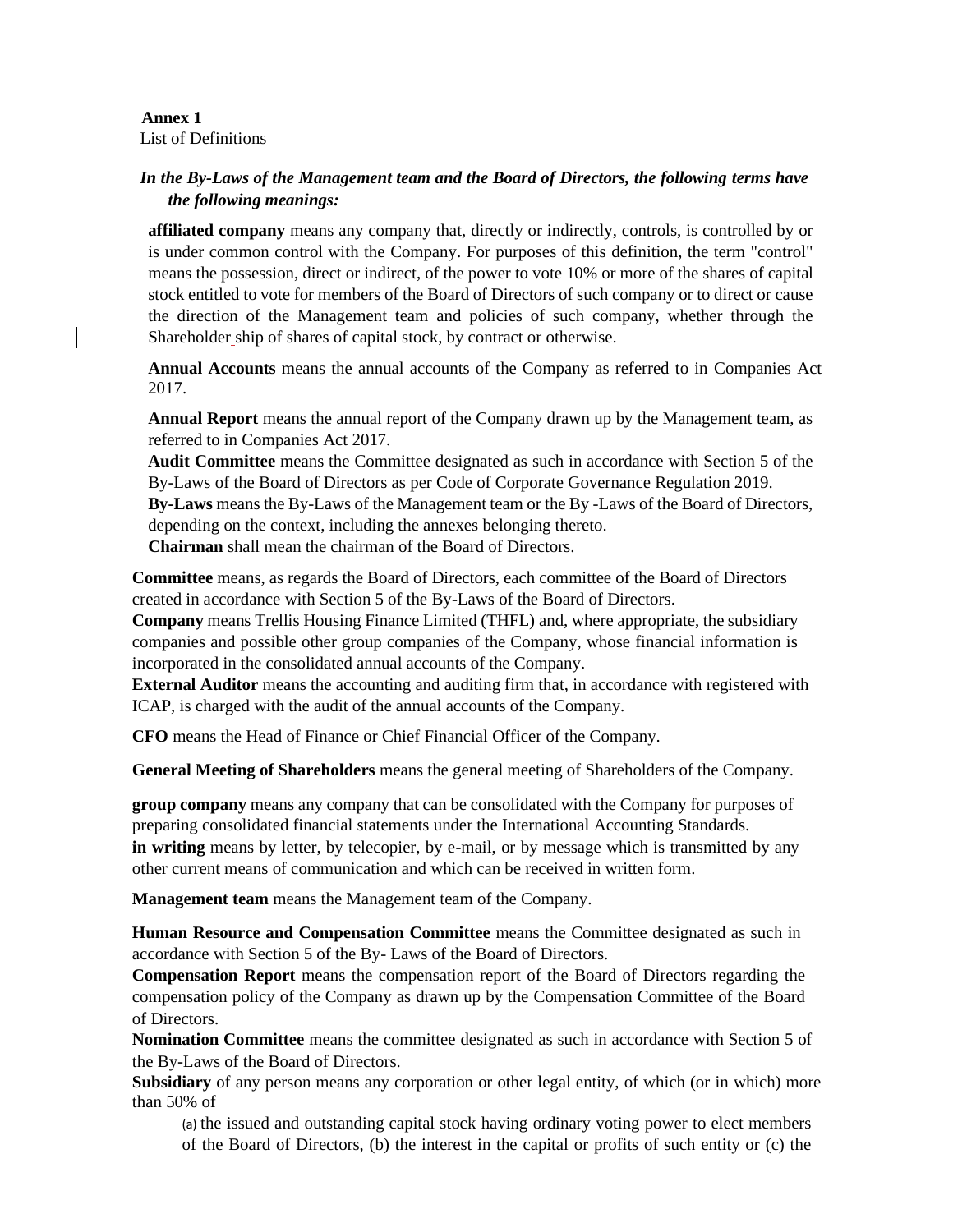**Annex 1**
List of Definitions

***In the By-Laws of the Management team and the Board of Directors, the following terms have the following meanings:***

**affiliated company** means any company that, directly or indirectly, controls, is controlled by or is under common control with the Company. For purposes of this definition, the term "control" means the possession, direct or indirect, of the power to vote 10% or more of the shares of capital stock entitled to vote for members of the Board of Directors of such company or to direct or cause the direction of the Management team and policies of such company, whether through the Shareholder ship of shares of capital stock, by contract or otherwise.

**Annual Accounts** means the annual accounts of the Company as referred to in Companies Act 2017.

**Annual Report** means the annual report of the Company drawn up by the Management team, as referred to in Companies Act 2017.

**Audit Committee** means the Committee designated as such in accordance with Section 5 of the By-Laws of the Board of Directors as per Code of Corporate Governance Regulation 2019.

**By-Laws** means the By-Laws of the Management team or the By -Laws of the Board of Directors, depending on the context, including the annexes belonging thereto.

**Chairman** shall mean the chairman of the Board of Directors.

**Committee** means, as regards the Board of Directors, each committee of the Board of Directors created in accordance with Section 5 of the By-Laws of the Board of Directors.

**Company** means Trellis Housing Finance Limited (THFL) and, where appropriate, the subsidiary companies and possible other group companies of the Company, whose financial information is incorporated in the consolidated annual accounts of the Company.

**External Auditor** means the accounting and auditing firm that, in accordance with registered with ICAP, is charged with the audit of the annual accounts of the Company.

**CFO** means the Head of Finance or Chief Financial Officer of the Company.

**General Meeting of Shareholders** means the general meeting of Shareholders of the Company.

**group company** means any company that can be consolidated with the Company for purposes of preparing consolidated financial statements under the International Accounting Standards.

**in writing** means by letter, by telecopier, by e-mail, or by message which is transmitted by any other current means of communication and which can be received in written form.

**Management team** means the Management team of the Company.

**Human Resource and Compensation Committee** means the Committee designated as such in accordance with Section 5 of the By- Laws of the Board of Directors.

**Compensation Report** means the compensation report of the Board of Directors regarding the compensation policy of the Company as drawn up by the Compensation Committee of the Board of Directors.

**Nomination Committee** means the committee designated as such in accordance with Section 5 of the By-Laws of the Board of Directors.

**Subsidiary** of any person means any corporation or other legal entity, of which (or in which) more than 50% of

(a) the issued and outstanding capital stock having ordinary voting power to elect members of the Board of Directors, (b) the interest in the capital or profits of such entity or (c) the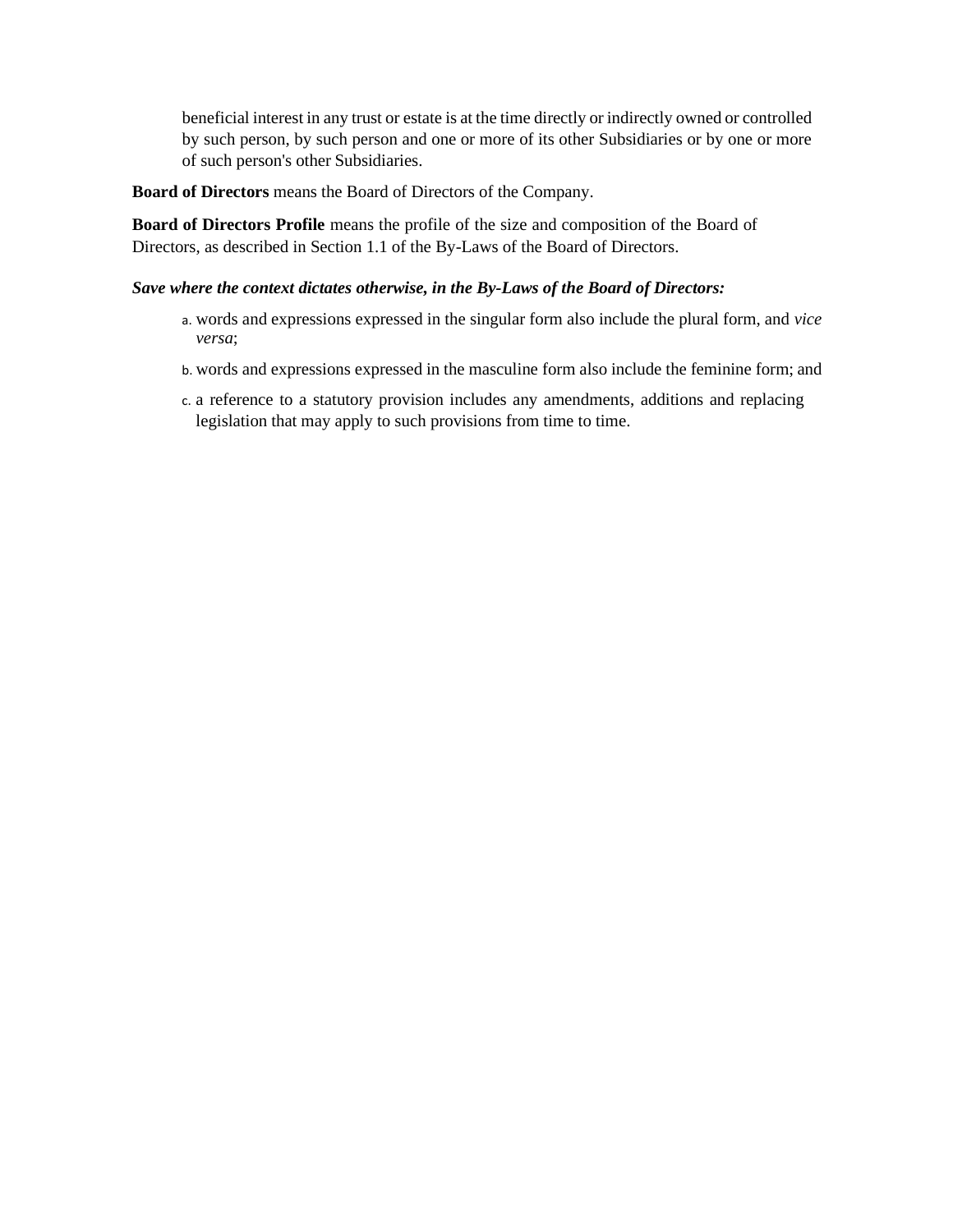beneficial interest in any trust or estate is at the time directly or indirectly owned or controlled by such person, by such person and one or more of its other Subsidiaries or by one or more of such person's other Subsidiaries.

**Board of Directors** means the Board of Directors of the Company.

**Board of Directors Profile** means the profile of the size and composition of the Board of Directors, as described in Section 1.1 of the By-Laws of the Board of Directors.

***Save where the context dictates otherwise, in the By-Laws of the Board of Directors:***

a. words and expressions expressed in the singular form also include the plural form, and *vice versa*;

b. words and expressions expressed in the masculine form also include the feminine form; and

c. a reference to a statutory provision includes any amendments, additions and replacing legislation that may apply to such provisions from time to time.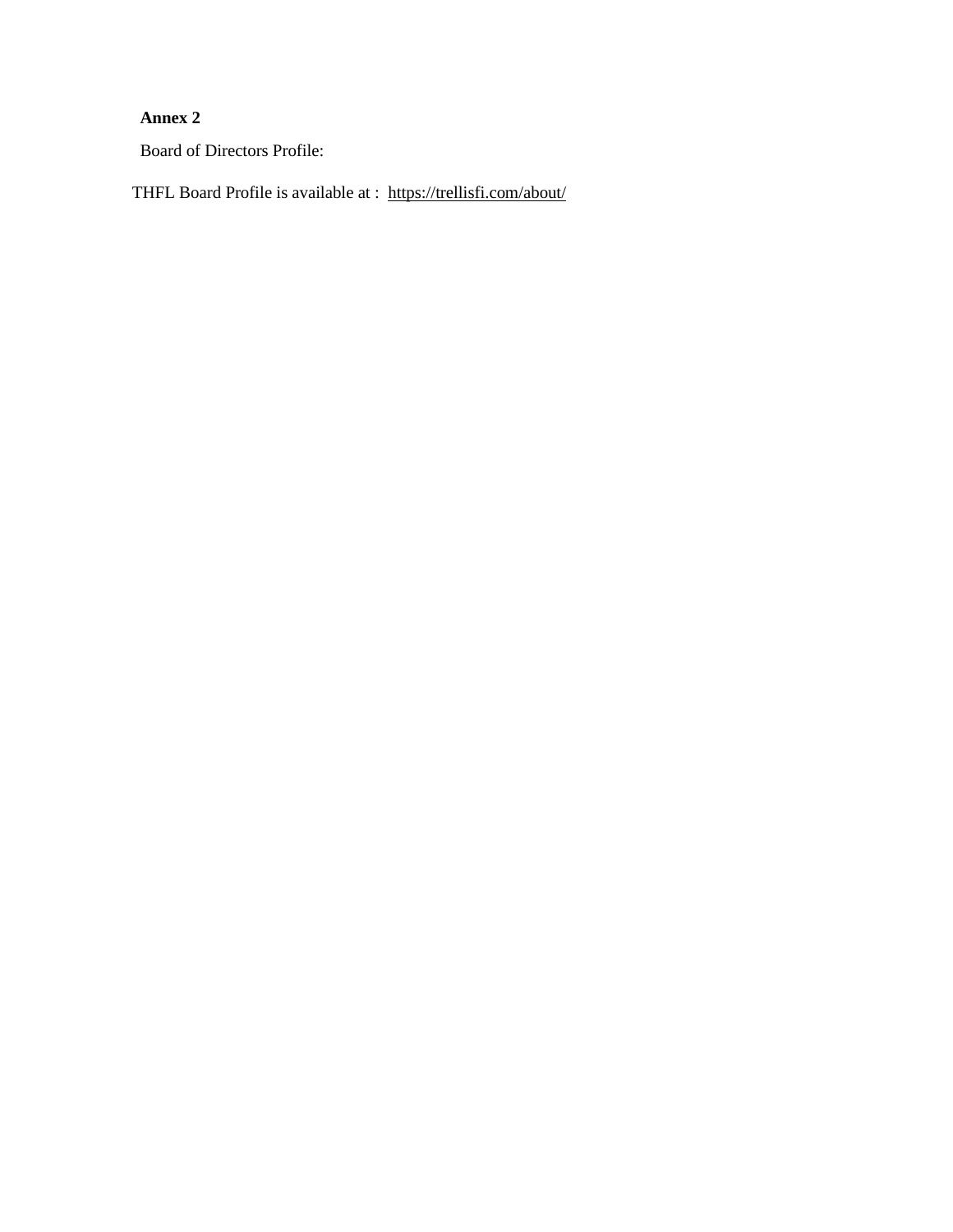**Annex 2**

Board of Directors Profile:

THFL Board Profile is available at : https://trellisfi.com/about/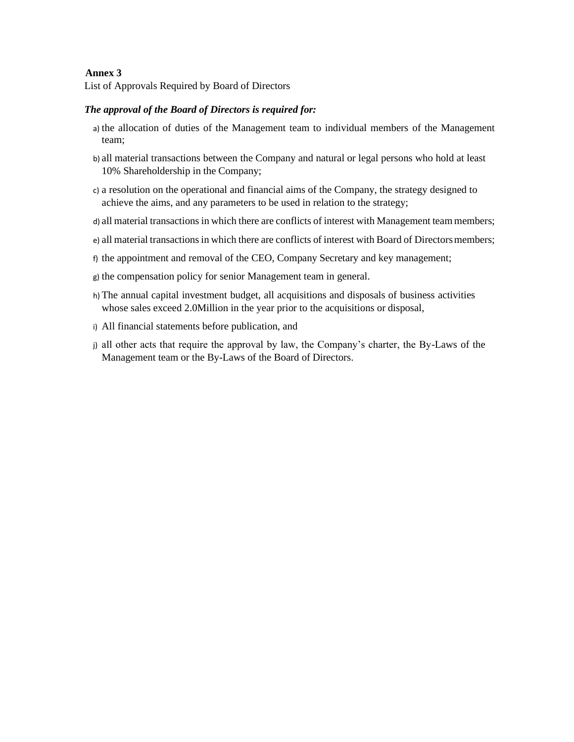**Annex 3**

List of Approvals Required by Board of Directors

***The approval of the Board of Directors is required for:***

a) the allocation of duties of the Management team to individual members of the Management team;

b) all material transactions between the Company and natural or legal persons who hold at least 10% Shareholdership in the Company;

c) a resolution on the operational and financial aims of the Company, the strategy designed to achieve the aims, and any parameters to be used in relation to the strategy;

d) all material transactions in which there are conflicts of interest with Management team members;

e) all material transactions in which there are conflicts of interest with Board of Directors members;

f) the appointment and removal of the CEO, Company Secretary and key management;

g) the compensation policy for senior Management team in general.

h) The annual capital investment budget, all acquisitions and disposals of business activities whose sales exceed 2.0Million in the year prior to the acquisitions or disposal,

i) All financial statements before publication, and

j) all other acts that require the approval by law, the Company's charter, the By-Laws of the Management team or the By-Laws of the Board of Directors.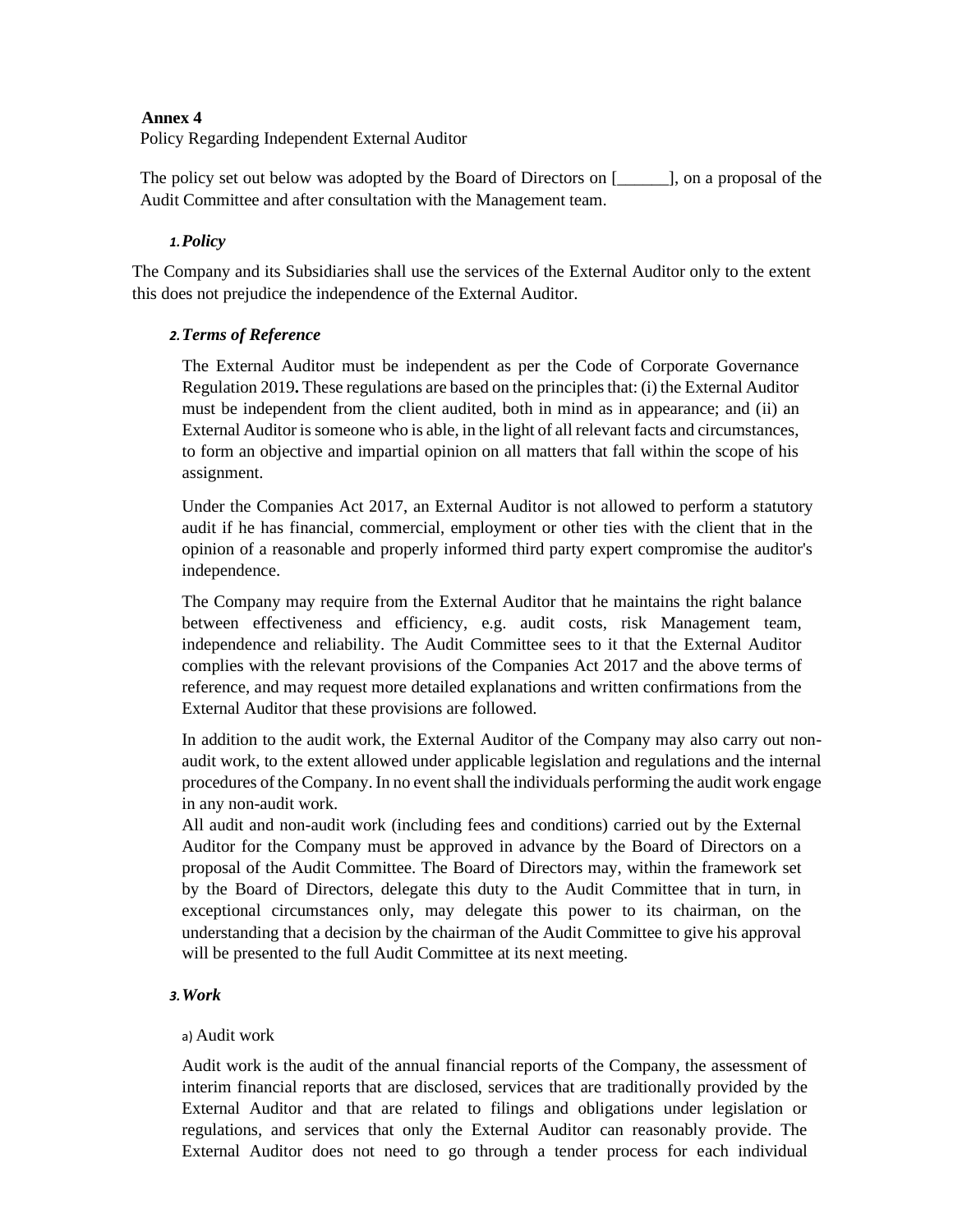**Annex 4**

Policy Regarding Independent External Auditor

The policy set out below was adopted by the Board of Directors on [______], on a proposal of the Audit Committee and after consultation with the Management team.

1. ***Policy***

The Company and its Subsidiaries shall use the services of the External Auditor only to the extent this does not prejudice the independence of the External Auditor.

2. ***Terms of Reference***

The External Auditor must be independent as per the Code of Corporate Governance Regulation 2019**.** These regulations are based on the principles that: (i) the External Auditor must be independent from the client audited, both in mind as in appearance; and (ii) an External Auditor is someone who is able, in the light of all relevant facts and circumstances, to form an objective and impartial opinion on all matters that fall within the scope of his assignment.

Under the Companies Act 2017, an External Auditor is not allowed to perform a statutory audit if he has financial, commercial, employment or other ties with the client that in the opinion of a reasonable and properly informed third party expert compromise the auditor's independence.

The Company may require from the External Auditor that he maintains the right balance between effectiveness and efficiency, e.g. audit costs, risk Management team, independence and reliability. The Audit Committee sees to it that the External Auditor complies with the relevant provisions of the Companies Act 2017 and the above terms of reference, and may request more detailed explanations and written confirmations from the External Auditor that these provisions are followed.

In addition to the audit work, the External Auditor of the Company may also carry out non-audit work, to the extent allowed under applicable legislation and regulations and the internal procedures of the Company. In no event shall the individuals performing the audit work engage in any non-audit work.

All audit and non-audit work (including fees and conditions) carried out by the External Auditor for the Company must be approved in advance by the Board of Directors on a proposal of the Audit Committee. The Board of Directors may, within the framework set by the Board of Directors, delegate this duty to the Audit Committee that in turn, in exceptional circumstances only, may delegate this power to its chairman, on the understanding that a decision by the chairman of the Audit Committee to give his approval will be presented to the full Audit Committee at its next meeting.

3. ***Work***

a) Audit work

Audit work is the audit of the annual financial reports of the Company, the assessment of interim financial reports that are disclosed, services that are traditionally provided by the External Auditor and that are related to filings and obligations under legislation or regulations, and services that only the External Auditor can reasonably provide. The External Auditor does not need to go through a tender process for each individual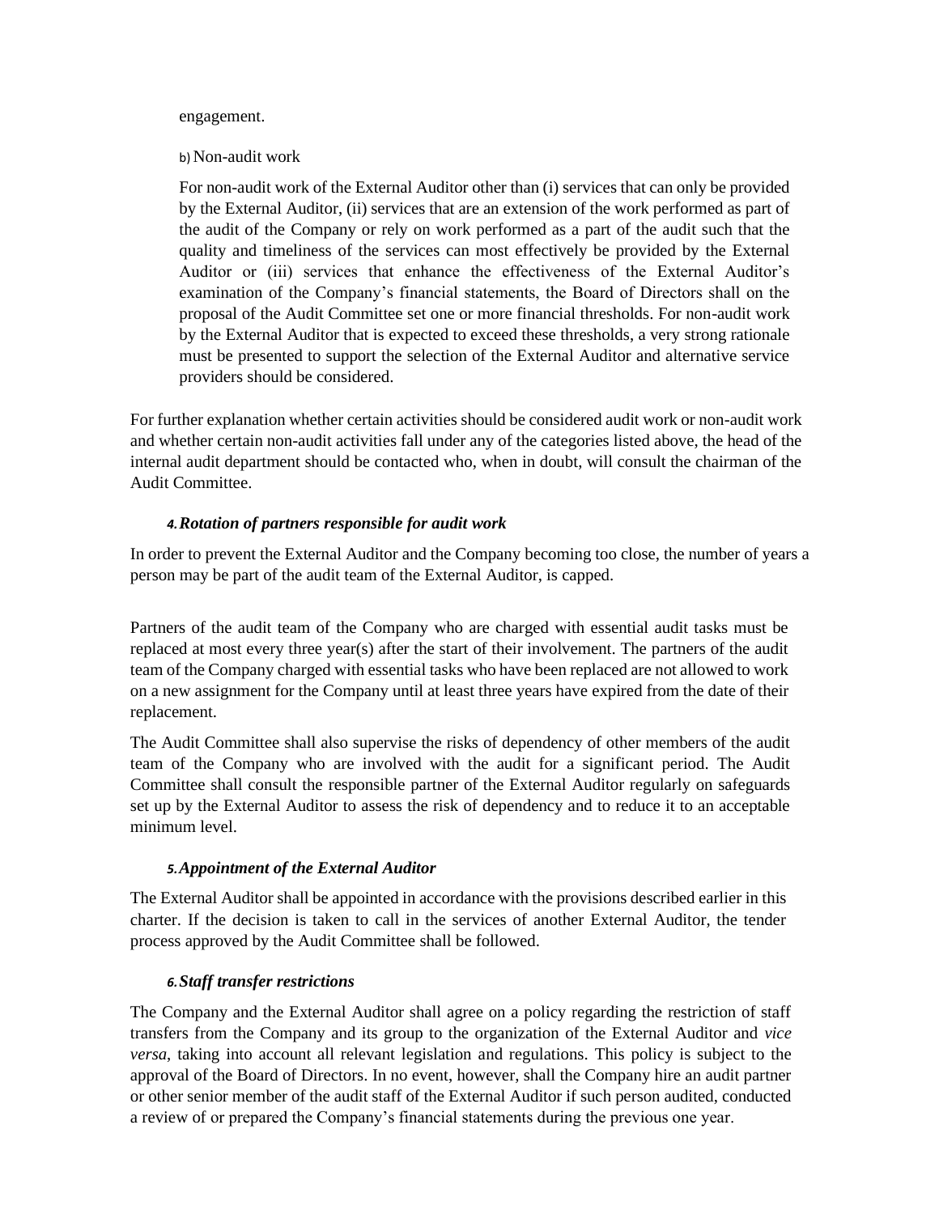engagement.

b) Non-audit work

For non-audit work of the External Auditor other than (i) services that can only be provided by the External Auditor, (ii) services that are an extension of the work performed as part of the audit of the Company or rely on work performed as a part of the audit such that the quality and timeliness of the services can most effectively be provided by the External Auditor or (iii) services that enhance the effectiveness of the External Auditor's examination of the Company's financial statements, the Board of Directors shall on the proposal of the Audit Committee set one or more financial thresholds. For non-audit work by the External Auditor that is expected to exceed these thresholds, a very strong rationale must be presented to support the selection of the External Auditor and alternative service providers should be considered.

For further explanation whether certain activities should be considered audit work or non-audit work and whether certain non-audit activities fall under any of the categories listed above, the head of the internal audit department should be contacted who, when in doubt, will consult the chairman of the Audit Committee.

### *4. Rotation of partners responsible for audit work*

In order to prevent the External Auditor and the Company becoming too close, the number of years a person may be part of the audit team of the External Auditor, is capped.

Partners of the audit team of the Company who are charged with essential audit tasks must be replaced at most every three year(s) after the start of their involvement. The partners of the audit team of the Company charged with essential tasks who have been replaced are not allowed to work on a new assignment for the Company until at least three years have expired from the date of their replacement.

The Audit Committee shall also supervise the risks of dependency of other members of the audit team of the Company who are involved with the audit for a significant period. The Audit Committee shall consult the responsible partner of the External Auditor regularly on safeguards set up by the External Auditor to assess the risk of dependency and to reduce it to an acceptable minimum level.

### *5. Appointment of the External Auditor*

The External Auditor shall be appointed in accordance with the provisions described earlier in this charter. If the decision is taken to call in the services of another External Auditor, the tender process approved by the Audit Committee shall be followed.

### *6. Staff transfer restrictions*

The Company and the External Auditor shall agree on a policy regarding the restriction of staff transfers from the Company and its group to the organization of the External Auditor and *vice versa*, taking into account all relevant legislation and regulations. This policy is subject to the approval of the Board of Directors. In no event, however, shall the Company hire an audit partner or other senior member of the audit staff of the External Auditor if such person audited, conducted a review of or prepared the Company's financial statements during the previous one year.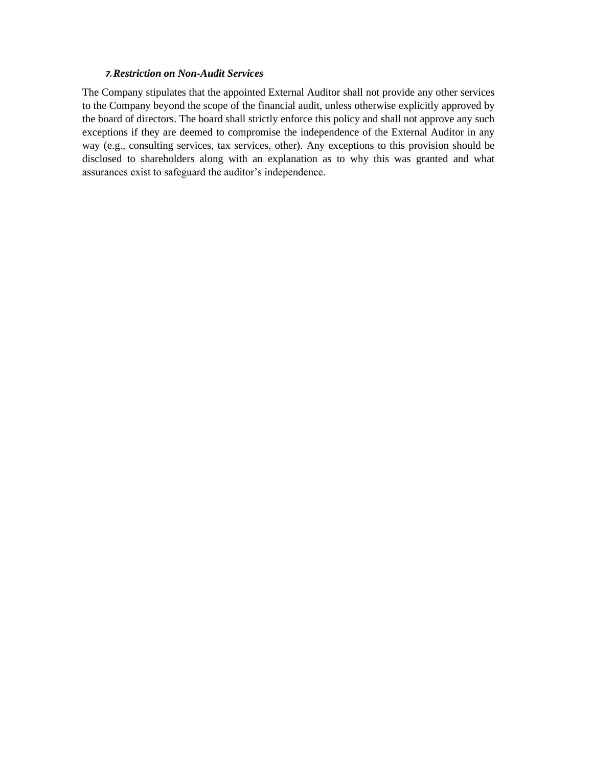### 7. *Restriction on Non-Audit Services*

The Company stipulates that the appointed External Auditor shall not provide any other services to the Company beyond the scope of the financial audit, unless otherwise explicitly approved by the board of directors. The board shall strictly enforce this policy and shall not approve any such exceptions if they are deemed to compromise the independence of the External Auditor in any way (e.g., consulting services, tax services, other). Any exceptions to this provision should be disclosed to shareholders along with an explanation as to why this was granted and what assurances exist to safeguard the auditor's independence.